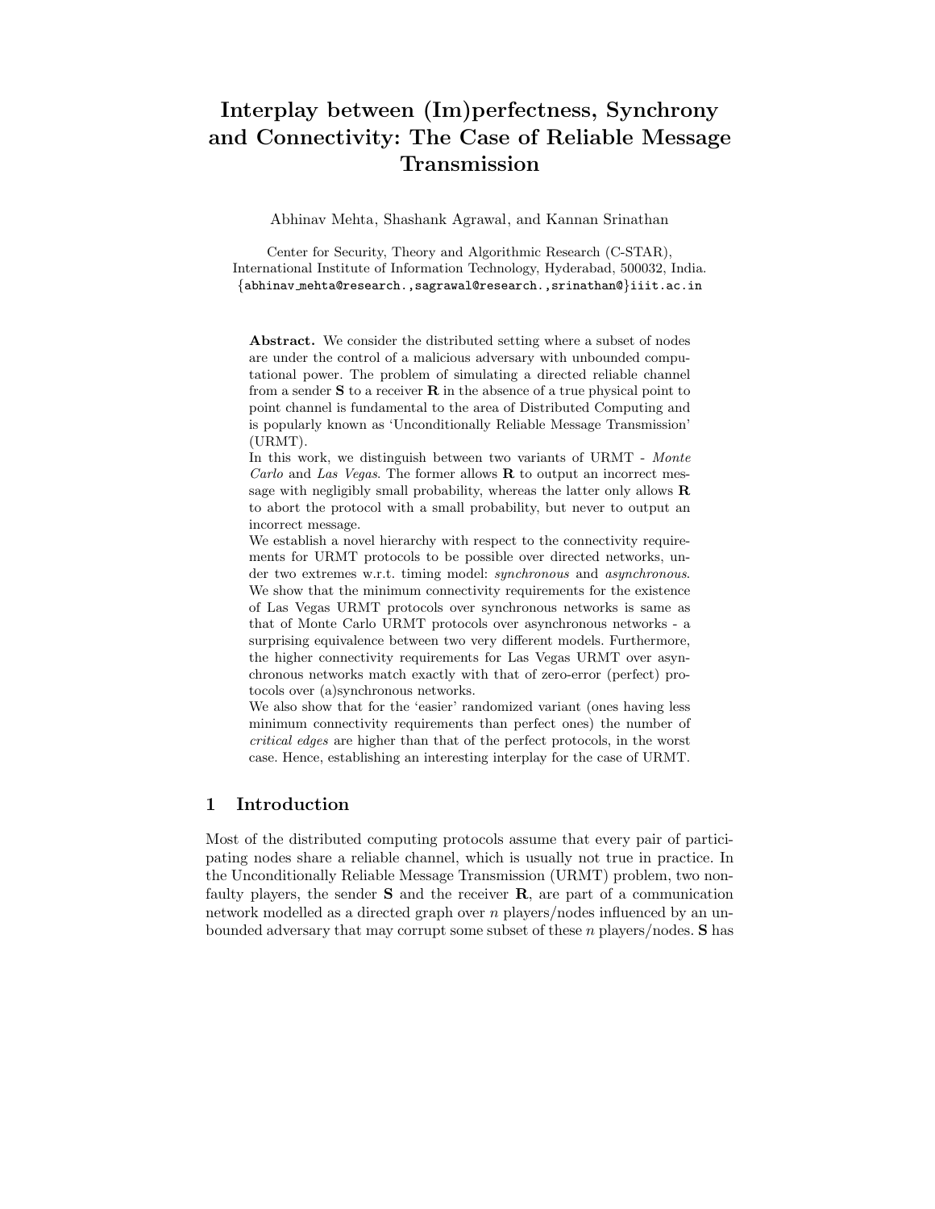# Interplay between (Im)perfectness, Synchrony and Connectivity: The Case of Reliable Message Transmission

Abhinav Mehta, Shashank Agrawal, and Kannan Srinathan

Center for Security, Theory and Algorithmic Research (C-STAR),
International Institute of Information Technology, Hyderabad, 500032, India.
{abhinav_mehta@research.,sagrawal@research.,srinathan@}iiit.ac.in

**Abstract.** We consider the distributed setting where a subset of nodes are under the control of a malicious adversary with unbounded computational power. The problem of simulating a directed reliable channel from a sender **S** to a receiver **R** in the absence of a true physical point to point channel is fundamental to the area of Distributed Computing and is popularly known as 'Unconditionally Reliable Message Transmission' (URMT).

In this work, we distinguish between two variants of URMT - *Monte Carlo* and *Las Vegas*. The former allows **R** to output an incorrect message with negligibly small probability, whereas the latter only allows **R** to abort the protocol with a small probability, but never to output an incorrect message.

We establish a novel hierarchy with respect to the connectivity requirements for URMT protocols to be possible over directed networks, under two extremes w.r.t. timing model: *synchronous* and *asynchronous*. We show that the minimum connectivity requirements for the existence of Las Vegas URMT protocols over synchronous networks is same as that of Monte Carlo URMT protocols over asynchronous networks - a surprising equivalence between two very different models. Furthermore, the higher connectivity requirements for Las Vegas URMT over asynchronous networks match exactly with that of zero-error (perfect) protocols over (a)synchronous networks.

We also show that for the 'easier' randomized variant (ones having less minimum connectivity requirements than perfect ones) the number of *critical edges* are higher than that of the perfect protocols, in the worst case. Hence, establishing an interesting interplay for the case of URMT.

## 1 Introduction

Most of the distributed computing protocols assume that every pair of participating nodes share a reliable channel, which is usually not true in practice. In the Unconditionally Reliable Message Transmission (URMT) problem, two non-faulty players, the sender **S** and the receiver **R**, are part of a communication network modelled as a directed graph over $n$ players/nodes influenced by an unbounded adversary that may corrupt some subset of these $n$ players/nodes. **S** has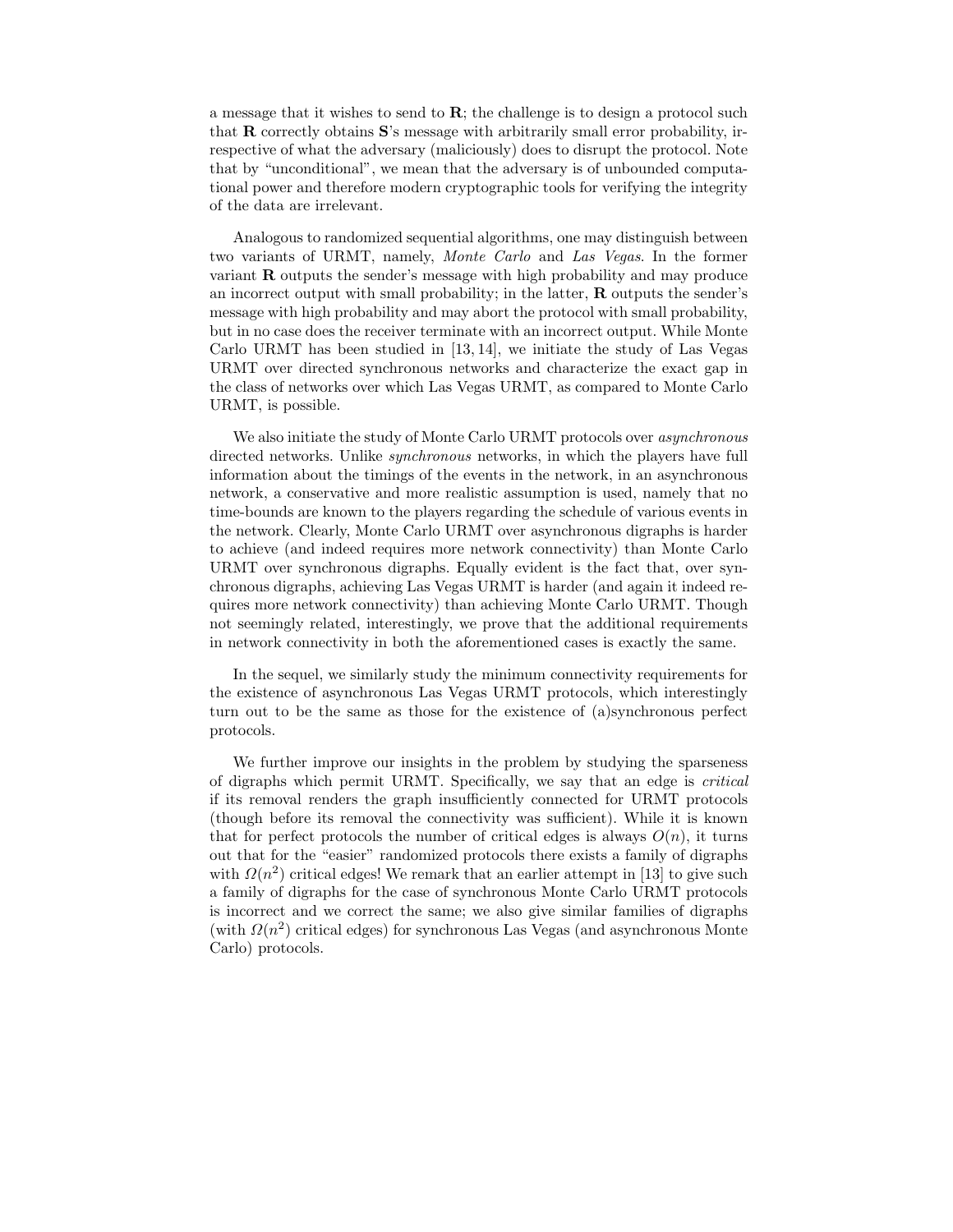a message that it wishes to send to **R**; the challenge is to design a protocol such that **R** correctly obtains **S**'s message with arbitrarily small error probability, irrespective of what the adversary (maliciously) does to disrupt the protocol. Note that by "unconditional", we mean that the adversary is of unbounded computational power and therefore modern cryptographic tools for verifying the integrity of the data are irrelevant.

Analogous to randomized sequential algorithms, one may distinguish between two variants of URMT, namely, *Monte Carlo* and *Las Vegas*. In the former variant **R** outputs the sender's message with high probability and may produce an incorrect output with small probability; in the latter, **R** outputs the sender's message with high probability and may abort the protocol with small probability, but in no case does the receiver terminate with an incorrect output. While Monte Carlo URMT has been studied in [13, 14], we initiate the study of Las Vegas URMT over directed synchronous networks and characterize the exact gap in the class of networks over which Las Vegas URMT, as compared to Monte Carlo URMT, is possible.

We also initiate the study of Monte Carlo URMT protocols over *asynchronous* directed networks. Unlike *synchronous* networks, in which the players have full information about the timings of the events in the network, in an asynchronous network, a conservative and more realistic assumption is used, namely that no time-bounds are known to the players regarding the schedule of various events in the network. Clearly, Monte Carlo URMT over asynchronous digraphs is harder to achieve (and indeed requires more network connectivity) than Monte Carlo URMT over synchronous digraphs. Equally evident is the fact that, over synchronous digraphs, achieving Las Vegas URMT is harder (and again it indeed requires more network connectivity) than achieving Monte Carlo URMT. Though not seemingly related, interestingly, we prove that the additional requirements in network connectivity in both the aforementioned cases is exactly the same.

In the sequel, we similarly study the minimum connectivity requirements for the existence of asynchronous Las Vegas URMT protocols, which interestingly turn out to be the same as those for the existence of (a)synchronous perfect protocols.

We further improve our insights in the problem by studying the sparseness of digraphs which permit URMT. Specifically, we say that an edge is *critical* if its removal renders the graph insufficiently connected for URMT protocols (though before its removal the connectivity was sufficient). While it is known that for perfect protocols the number of critical edges is always $O(n)$, it turns out that for the "easier" randomized protocols there exists a family of digraphs with $\Omega(n^2)$ critical edges! We remark that an earlier attempt in [13] to give such a family of digraphs for the case of synchronous Monte Carlo URMT protocols is incorrect and we correct the same; we also give similar families of digraphs (with $\Omega(n^2)$ critical edges) for synchronous Las Vegas (and asynchronous Monte Carlo) protocols.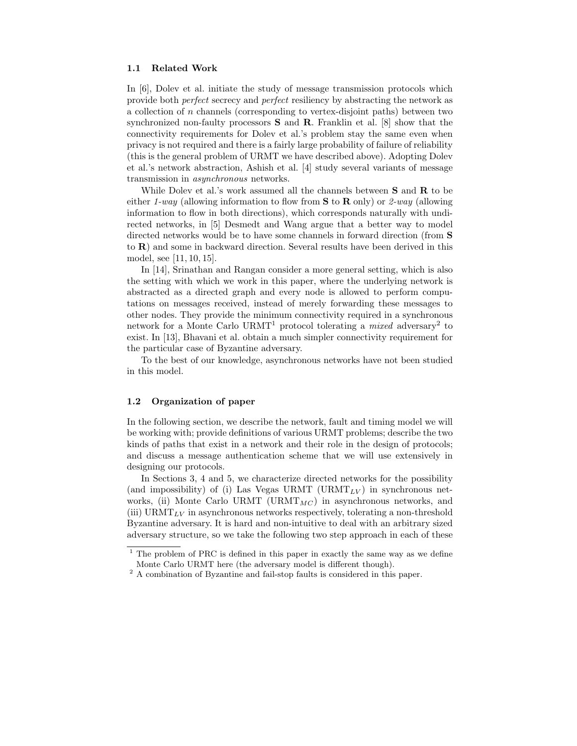### 1.1 Related Work

In [6], Dolev et al. initiate the study of message transmission protocols which provide both *perfect* secrecy and *perfect* resiliency by abstracting the network as a collection of $n$ channels (corresponding to vertex-disjoint paths) between two synchronized non-faulty processors **S** and **R**. Franklin et al. [8] show that the connectivity requirements for Dolev et al.'s problem stay the same even when privacy is not required and there is a fairly large probability of failure of reliability (this is the general problem of URMT we have described above). Adopting Dolev et al.'s network abstraction, Ashish et al. [4] study several variants of message transmission in *asynchronous* networks.

While Dolev et al.'s work assumed all the channels between **S** and **R** to be either *1-way* (allowing information to flow from **S** to **R** only) or *2-way* (allowing information to flow in both directions), which corresponds naturally with undirected networks, in [5] Desmedt and Wang argue that a better way to model directed networks would be to have some channels in forward direction (from **S** to **R**) and some in backward direction. Several results have been derived in this model, see [11, 10, 15].

In [14], Srinathan and Rangan consider a more general setting, which is also the setting with which we work in this paper, where the underlying network is abstracted as a directed graph and every node is allowed to perform computations on messages received, instead of merely forwarding these messages to other nodes. They provide the minimum connectivity required in a synchronous network for a Monte Carlo URMT[1] protocol tolerating a *mixed* adversary[2] to exist. In [13], Bhavani et al. obtain a much simpler connectivity requirement for the particular case of Byzantine adversary.

To the best of our knowledge, asynchronous networks have not been studied in this model.

### 1.2 Organization of paper

In the following section, we describe the network, fault and timing model we will be working with; provide definitions of various URMT problems; describe the two kinds of paths that exist in a network and their role in the design of protocols; and discuss a message authentication scheme that we will use extensively in designing our protocols.

In Sections 3, 4 and 5, we characterize directed networks for the possibility (and impossibility) of (i) Las Vegas URMT ($\text{URMT}_{LV}$) in synchronous networks, (ii) Monte Carlo URMT ($\text{URMT}_{MC}$) in asynchronous networks, and (iii) $\text{URMT}_{LV}$ in asynchronous networks respectively, tolerating a non-threshold Byzantine adversary. It is hard and non-intuitive to deal with an arbitrary sized adversary structure, so we take the following two step approach in each of these

[1] The problem of PRC is defined in this paper in exactly the same way as we define Monte Carlo URMT here (the adversary model is different though).

[2] A combination of Byzantine and fail-stop faults is considered in this paper.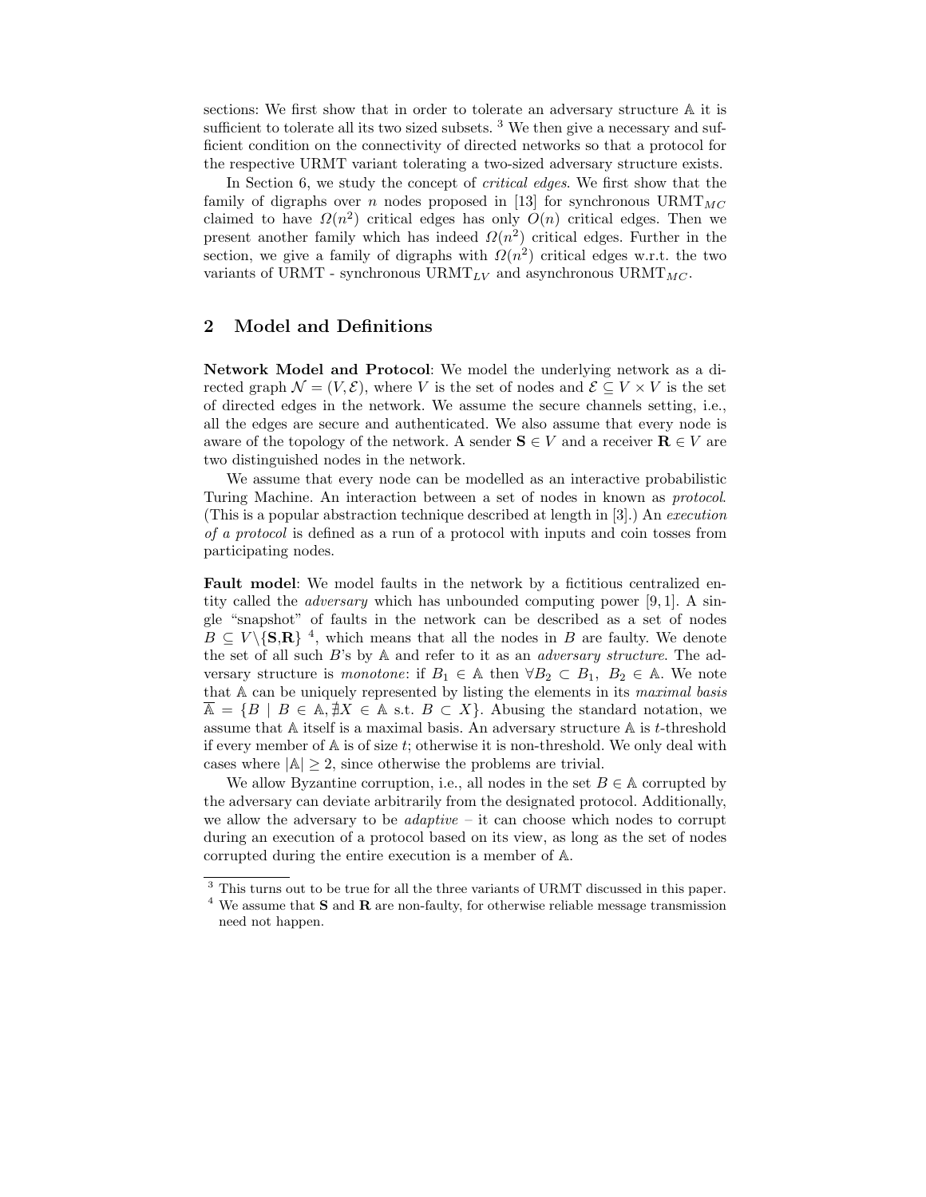sections: We first show that in order to tolerate an adversary structure $\mathbb{A}$ it is sufficient to tolerate all its two sized subsets. [3] We then give a necessary and sufficient condition on the connectivity of directed networks so that a protocol for the respective URMT variant tolerating a two-sized adversary structure exists.

In Section 6, we study the concept of *critical edges*. We first show that the family of digraphs over $n$ nodes proposed in [13] for synchronous $\text{URMT}_{MC}$ claimed to have $\Omega(n^2)$ critical edges has only $O(n)$ critical edges. Then we present another family which has indeed $\Omega(n^2)$ critical edges. Further in the section, we give a family of digraphs with $\Omega(n^2)$ critical edges w.r.t. the two variants of URMT - synchronous $\text{URMT}_{LV}$ and asynchronous $\text{URMT}_{MC}$.

## 2 Model and Definitions

**Network Model and Protocol**: We model the underlying network as a directed graph $\mathcal{N} = (V, \mathcal{E})$, where $V$ is the set of nodes and $\mathcal{E} \subseteq V \times V$ is the set of directed edges in the network. We assume the secure channels setting, i.e., all the edges are secure and authenticated. We also assume that every node is aware of the topology of the network. A sender $\mathbf{S} \in V$ and a receiver $\mathbf{R} \in V$ are two distinguished nodes in the network.

We assume that every node can be modelled as an interactive probabilistic Turing Machine. An interaction between a set of nodes in known as *protocol*. (This is a popular abstraction technique described at length in [3].) An *execution of a protocol* is defined as a run of a protocol with inputs and coin tosses from participating nodes.

**Fault model**: We model faults in the network by a fictitious centralized entity called the *adversary* which has unbounded computing power [9, 1]. A single "snapshot" of faults in the network can be described as a set of nodes $B \subseteq V \backslash \{\mathbf{S},\mathbf{R}\}$ [4], which means that all the nodes in $B$ are faulty. We denote the set of all such $B$'s by $\mathbb{A}$ and refer to it as an *adversary structure*. The adversary structure is *monotone*: if $B_1 \in \mathbb{A}$ then $\forall B_2 \subset B_1,\ B_2 \in \mathbb{A}$. We note that $\mathbb{A}$ can be uniquely represented by listing the elements in its *maximal basis* $\overline{\mathbb{A}} = \{B \mid B \in \mathbb{A}, \nexists X \in \mathbb{A} \text{ s.t. } B \subset X\}$. Abusing the standard notation, we assume that $\mathbb{A}$ itself is a maximal basis. An adversary structure $\mathbb{A}$ is $t$-threshold if every member of $\mathbb{A}$ is of size $t$; otherwise it is non-threshold. We only deal with cases where $|\mathbb{A}| \geq 2$, since otherwise the problems are trivial.

We allow Byzantine corruption, i.e., all nodes in the set $B \in \mathbb{A}$ corrupted by the adversary can deviate arbitrarily from the designated protocol. Additionally, we allow the adversary to be *adaptive* – it can choose which nodes to corrupt during an execution of a protocol based on its view, as long as the set of nodes corrupted during the entire execution is a member of $\mathbb{A}$.

---

[3] This turns out to be true for all the three variants of URMT discussed in this paper.

[4] We assume that $\mathbf{S}$ and $\mathbf{R}$ are non-faulty, for otherwise reliable message transmission need not happen.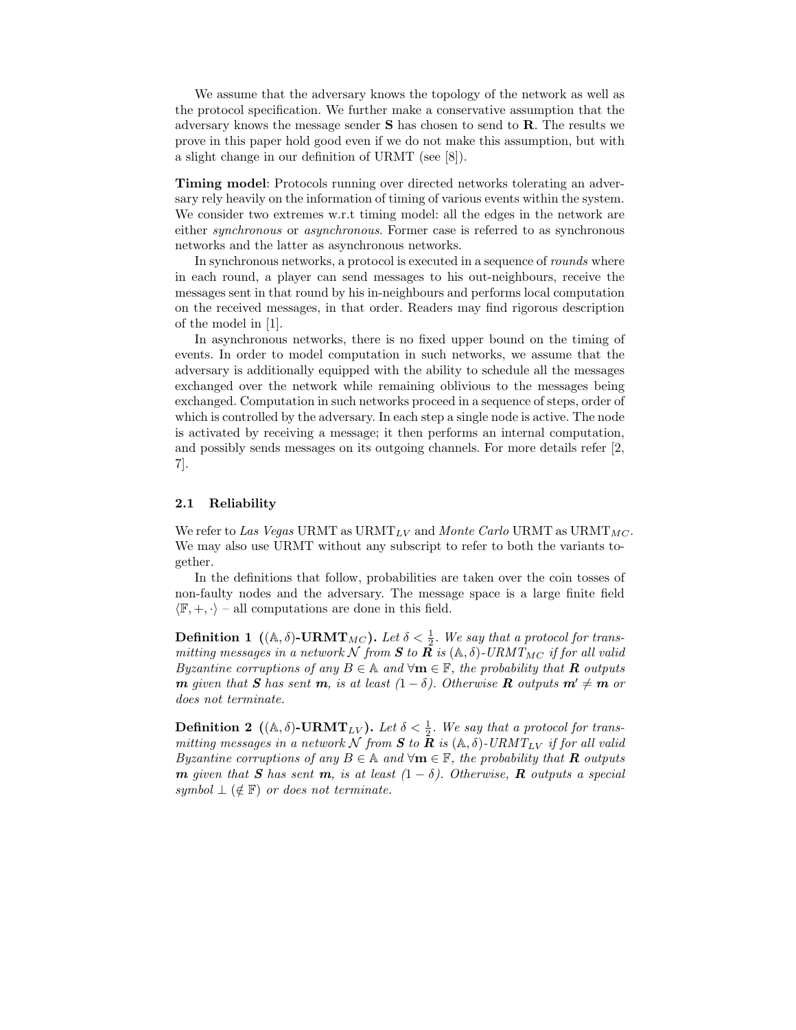We assume that the adversary knows the topology of the network as well as the protocol specification. We further make a conservative assumption that the adversary knows the message sender **S** has chosen to send to **R**. The results we prove in this paper hold good even if we do not make this assumption, but with a slight change in our definition of URMT (see [8]).

**Timing model**: Protocols running over directed networks tolerating an adversary rely heavily on the information of timing of various events within the system. We consider two extremes w.r.t timing model: all the edges in the network are either *synchronous* or *asynchronous*. Former case is referred to as synchronous networks and the latter as asynchronous networks.

In synchronous networks, a protocol is executed in a sequence of *rounds* where in each round, a player can send messages to his out-neighbours, receive the messages sent in that round by his in-neighbours and performs local computation on the received messages, in that order. Readers may find rigorous description of the model in [1].

In asynchronous networks, there is no fixed upper bound on the timing of events. In order to model computation in such networks, we assume that the adversary is additionally equipped with the ability to schedule all the messages exchanged over the network while remaining oblivious to the messages being exchanged. Computation in such networks proceed in a sequence of steps, order of which is controlled by the adversary. In each step a single node is active. The node is activated by receiving a message; it then performs an internal computation, and possibly sends messages on its outgoing channels. For more details refer [2, 7].

### 2.1 Reliability

We refer to *Las Vegas* URMT as $\text{URMT}_{LV}$ and *Monte Carlo* URMT as $\text{URMT}_{MC}$. We may also use URMT without any subscript to refer to both the variants together.

In the definitions that follow, probabilities are taken over the coin tosses of non-faulty nodes and the adversary. The message space is a large finite field $\langle \mathbb{F}, +, \cdot \rangle$ – all computations are done in this field.

**Definition 1 ($(\mathbb{A}, \delta)$-$\textbf{URMT}_{MC}$).** *Let $\delta < \frac{1}{2}$. We say that a protocol for transmitting messages in a network $\mathcal{N}$ from $\boldsymbol{S}$ to $\boldsymbol{R}$ is $(\mathbb{A}, \delta)$-$URMT_{MC}$ if for all valid Byzantine corruptions of any $B \in \mathbb{A}$ and $\forall \mathbf{m} \in \mathbb{F}$, the probability that $\boldsymbol{R}$ outputs $\boldsymbol{m}$ given that $\boldsymbol{S}$ has sent $\boldsymbol{m}$, is at least $(1 - \delta)$. Otherwise $\boldsymbol{R}$ outputs $\boldsymbol{m}' \neq \boldsymbol{m}$ or does not terminate.*

**Definition 2 ($(\mathbb{A}, \delta)$-$\textbf{URMT}_{LV}$).** *Let $\delta < \frac{1}{2}$. We say that a protocol for transmitting messages in a network $\mathcal{N}$ from $\boldsymbol{S}$ to $\boldsymbol{R}$ is $(\mathbb{A}, \delta)$-$URMT_{LV}$ if for all valid Byzantine corruptions of any $B \in \mathbb{A}$ and $\forall \mathbf{m} \in \mathbb{F}$, the probability that $\boldsymbol{R}$ outputs $\boldsymbol{m}$ given that $\boldsymbol{S}$ has sent $\boldsymbol{m}$, is at least $(1 - \delta)$. Otherwise, $\boldsymbol{R}$ outputs a special symbol $\perp$ ($\notin \mathbb{F}$) or does not terminate.*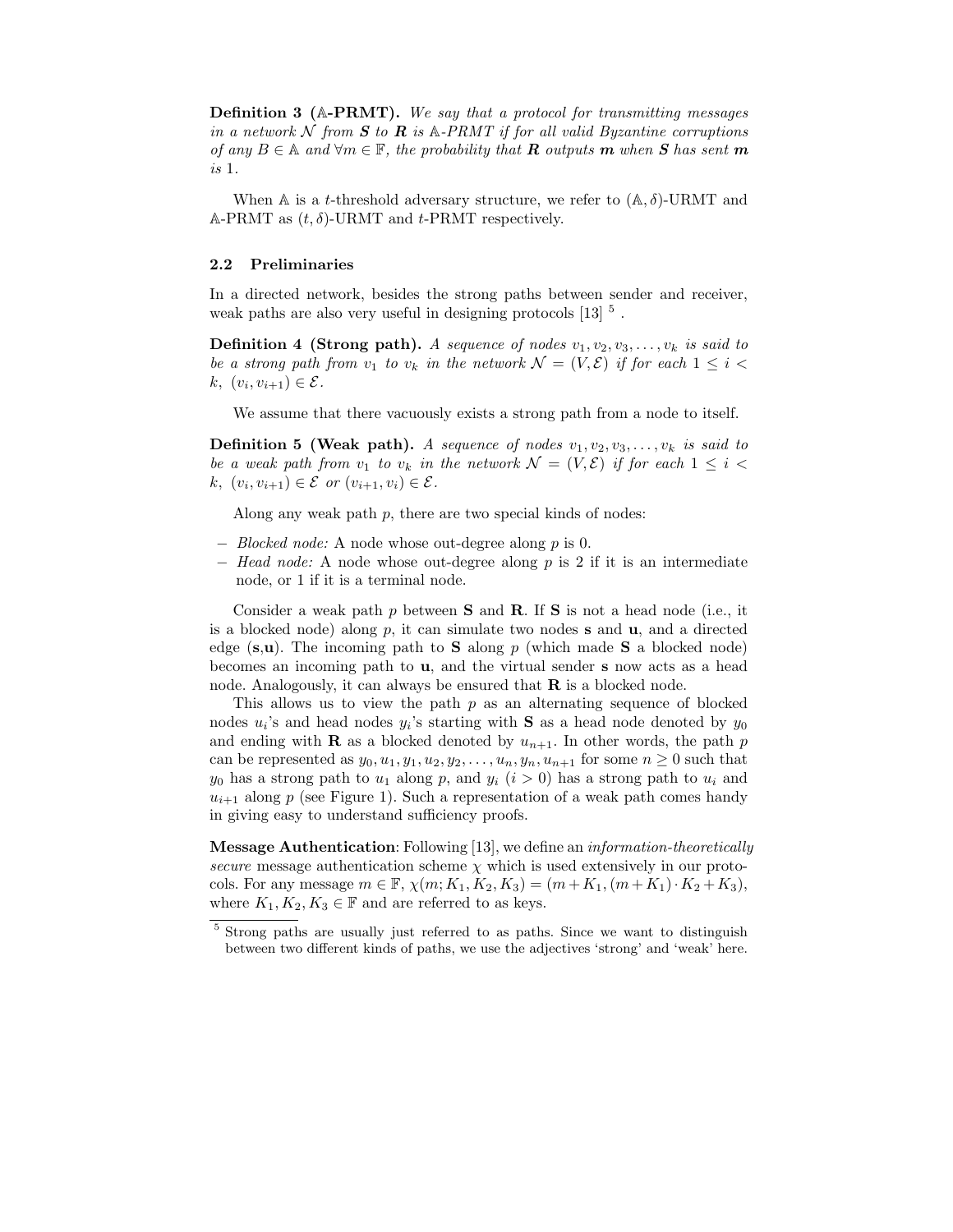**Definition 3 ($\mathbb{A}$-PRMT).** *We say that a protocol for transmitting messages in a network $\mathcal{N}$ from **S** to **R** is $\mathbb{A}$-PRMT if for all valid Byzantine corruptions of any $B \in \mathbb{A}$ and $\forall m \in \mathbb{F}$, the probability that **R** outputs **m** when **S** has sent **m** is* 1.

When $\mathbb{A}$ is a $t$-threshold adversary structure, we refer to $(\mathbb{A}, \delta)$-URMT and $\mathbb{A}$-PRMT as $(t, \delta)$-URMT and $t$-PRMT respectively.

### 2.2 Preliminaries

In a directed network, besides the strong paths between sender and receiver, weak paths are also very useful in designing protocols [13] [5] .

**Definition 4 (Strong path).** *A sequence of nodes $v_1, v_2, v_3, \ldots, v_k$ is said to be a strong path from $v_1$ to $v_k$ in the network $\mathcal{N} = (V, \mathcal{E})$ if for each $1 \leq i < k$, $(v_i, v_{i+1}) \in \mathcal{E}$.*

We assume that there vacuously exists a strong path from a node to itself.

**Definition 5 (Weak path).** *A sequence of nodes $v_1, v_2, v_3, \ldots, v_k$ is said to be a weak path from $v_1$ to $v_k$ in the network $\mathcal{N} = (V, \mathcal{E})$ if for each $1 \leq i < k$, $(v_i, v_{i+1}) \in \mathcal{E}$ or $(v_{i+1}, v_i) \in \mathcal{E}$.*

Along any weak path $p$, there are two special kinds of nodes:

- *Blocked node:* A node whose out-degree along $p$ is 0.
- *Head node:* A node whose out-degree along $p$ is 2 if it is an intermediate node, or 1 if it is a terminal node.

Consider a weak path $p$ between **S** and **R**. If **S** is not a head node (i.e., it is a blocked node) along $p$, it can simulate two nodes **s** and **u**, and a directed edge (**s**,**u**). The incoming path to **S** along $p$ (which made **S** a blocked node) becomes an incoming path to **u**, and the virtual sender **s** now acts as a head node. Analogously, it can always be ensured that **R** is a blocked node.

This allows us to view the path $p$ as an alternating sequence of blocked nodes $u_i$'s and head nodes $y_i$'s starting with **S** as a head node denoted by $y_0$ and ending with **R** as a blocked node denoted by $u_{n+1}$. In other words, the path $p$ can be represented as $y_0, u_1, y_1, u_2, y_2, \ldots, u_n, y_n, u_{n+1}$ for some $n \geq 0$ such that $y_0$ has a strong path to $u_1$ along $p$, and $y_i$ ($i > 0$) has a strong path to $u_i$ and $u_{i+1}$ along $p$ (see Figure 1). Such a representation of a weak path comes handy in giving easy to understand sufficiency proofs.

**Message Authentication**: Following [13], we define an *information-theoretically secure* message authentication scheme $\chi$ which is used extensively in our protocols. For any message $m \in \mathbb{F}$, $\chi(m; K_1, K_2, K_3) = (m + K_1, (m + K_1) \cdot K_2 + K_3)$, where $K_1, K_2, K_3 \in \mathbb{F}$ and are referred to as keys.

[5] Strong paths are usually just referred to as paths. Since we want to distinguish between two different kinds of paths, we use the adjectives 'strong' and 'weak' here.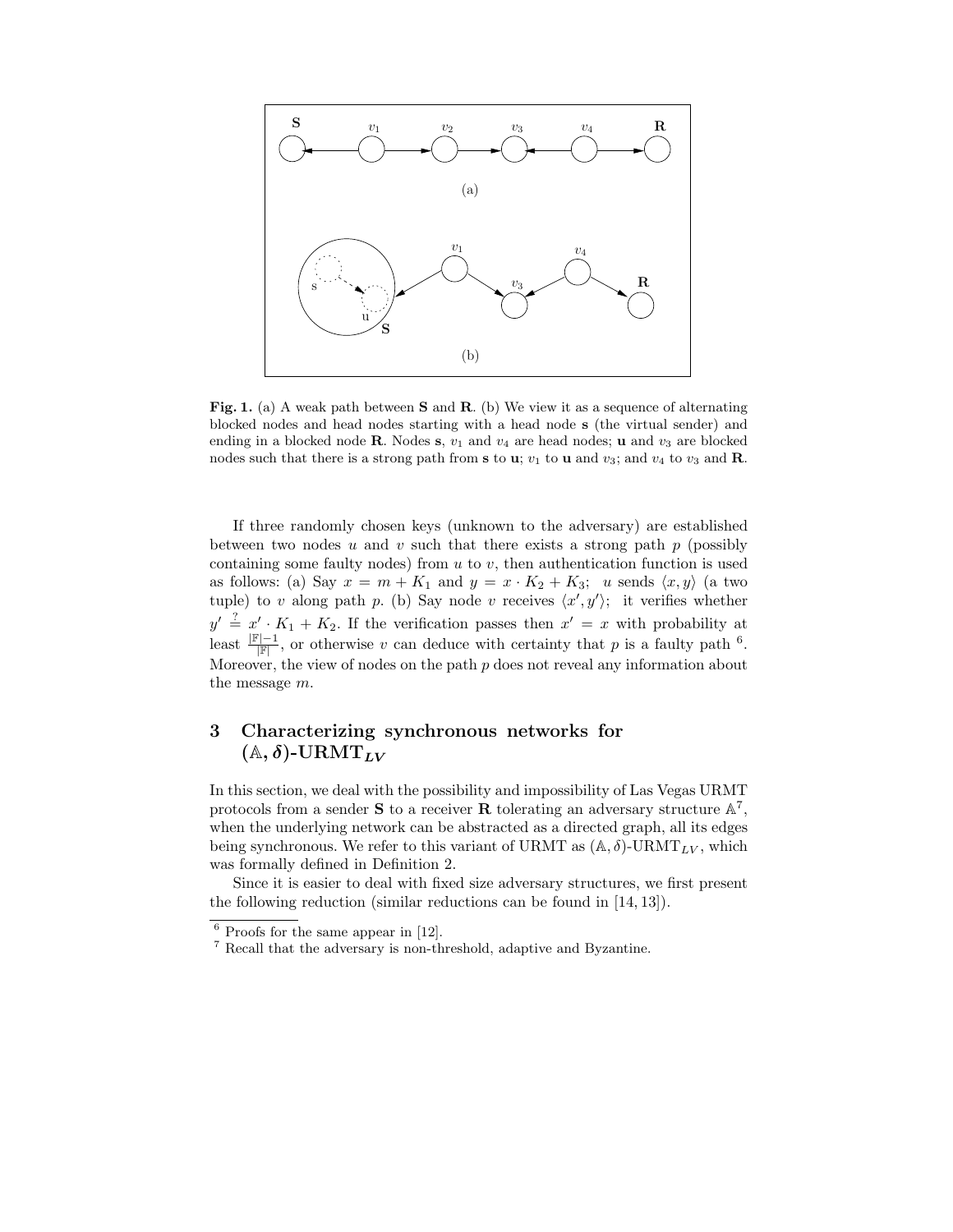**Fig. 1.** (a) A weak path between **S** and **R**. (b) We view it as a sequence of alternating blocked nodes and head nodes starting with a head node **s** (the virtual sender) and ending in a blocked node **R**. Nodes **s**, $v_1$ and $v_4$ are head nodes; **u** and $v_3$ are blocked nodes such that there is a strong path from **s** to **u**; $v_1$ to **u** and $v_3$; and $v_4$ to $v_3$ and **R**.

If three randomly chosen keys (unknown to the adversary) are established between two nodes $u$ and $v$ such that there exists a strong path $p$ (possibly containing some faulty nodes) from $u$ to $v$, then authentication function is used as follows: (a) Say $x = m + K_1$ and $y = x \cdot K_2 + K_3$; $u$ sends $\langle x, y \rangle$ (a two tuple) to $v$ along path $p$. (b) Say node $v$ receives $\langle x', y' \rangle$; it verifies whether $y' \stackrel{?}{=} x' \cdot K_1 + K_2$. If the verification passes then $x' = x$ with probability at least $\frac{|\mathbb{F}|-1}{|\mathbb{F}|}$, or otherwise $v$ can deduce with certainty that $p$ is a faulty path [6]. Moreover, the view of nodes on the path $p$ does not reveal any information about the message $m$.

## 3 Characterizing synchronous networks for $(\mathbb{A}, \delta)$-URMT$_{LV}$

In this section, we deal with the possibility and impossibility of Las Vegas URMT protocols from a sender **S** to a receiver **R** tolerating an adversary structure $\mathbb{A}$[7], when the underlying network can be abstracted as a directed graph, all its edges being synchronous. We refer to this variant of URMT as $(\mathbb{A}, \delta)$-URMT$_{LV}$, which was formally defined in Definition 2.

Since it is easier to deal with fixed size adversary structures, we first present the following reduction (similar reductions can be found in [14, 13]).

---

[6] Proofs for the same appear in [12].

[7] Recall that the adversary is non-threshold, adaptive and Byzantine.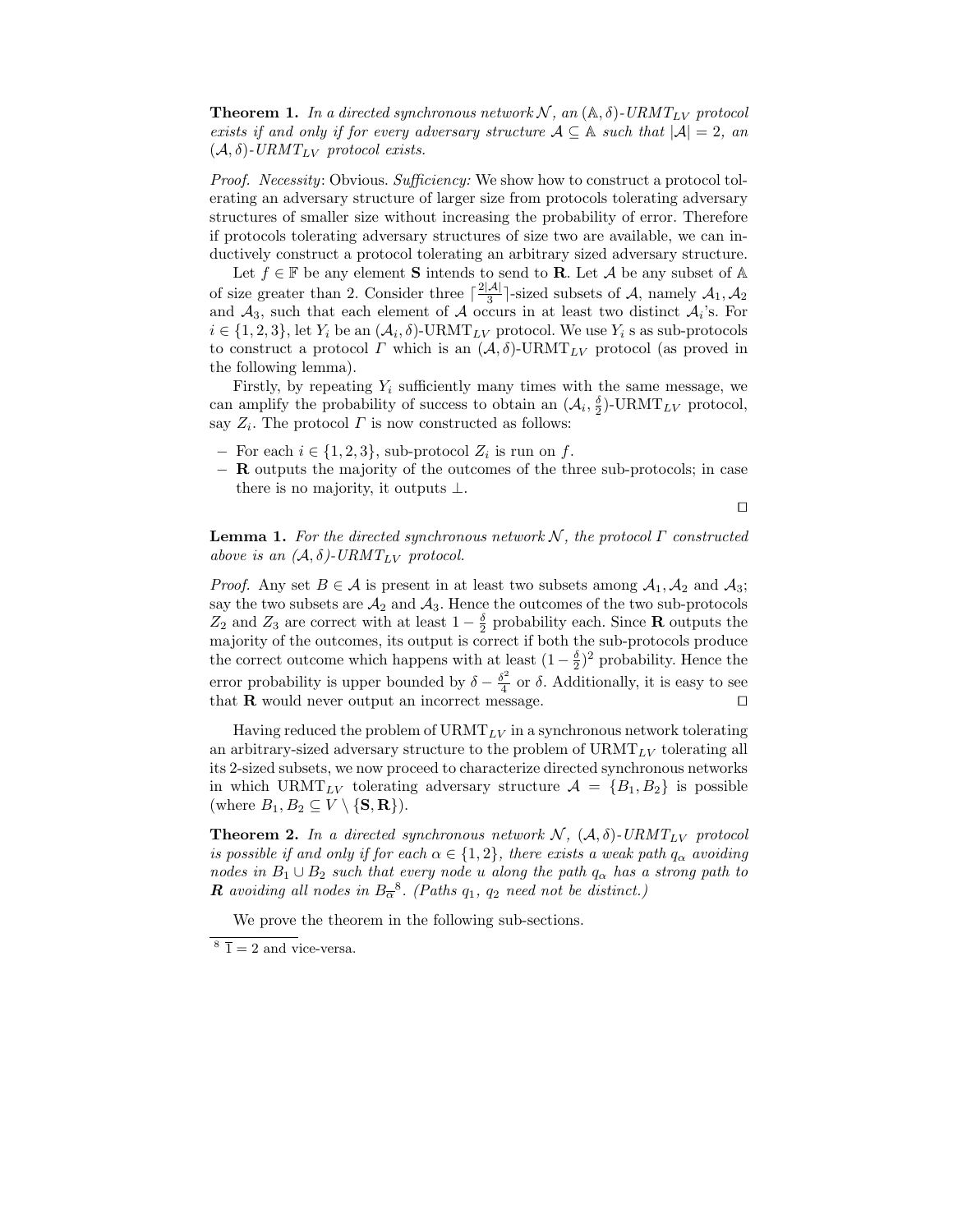**Theorem 1.** *In a directed synchronous network $\mathcal{N}$, an $(\mathbb{A}, \delta)$-URMT$_{LV}$ protocol exists if and only if for every adversary structure $\mathcal{A} \subseteq \mathbb{A}$ such that $|\mathcal{A}| = 2$, an $(\mathcal{A}, \delta)$-URMT$_{LV}$ protocol exists.*

*Proof. Necessity*: Obvious. *Sufficiency:* We show how to construct a protocol tolerating an adversary structure of larger size from protocols tolerating adversary structures of smaller size without increasing the probability of error. Therefore if protocols tolerating adversary structures of size two are available, we can inductively construct a protocol tolerating an arbitrary sized adversary structure.

Let $f \in \mathbb{F}$ be any element **S** intends to send to **R**. Let $\mathcal{A}$ be any subset of $\mathbb{A}$ of size greater than 2. Consider three $\lceil \frac{2|\mathcal{A}|}{3} \rceil$-sized subsets of $\mathcal{A}$, namely $\mathcal{A}_1, \mathcal{A}_2$ and $\mathcal{A}_3$, such that each element of $\mathcal{A}$ occurs in at least two distinct $\mathcal{A}_i$'s. For $i \in \{1, 2, 3\}$, let $Y_i$ be an $(\mathcal{A}_i, \delta)$-URMT$_{LV}$ protocol. We use $Y_i$ s as sub-protocols to construct a protocol $\Gamma$ which is an $(\mathcal{A}, \delta)$-URMT$_{LV}$ protocol (as proved in the following lemma).

Firstly, by repeating $Y_i$ sufficiently many times with the same message, we can amplify the probability of success to obtain an $(\mathcal{A}_i, \frac{\delta}{2})$-URMT$_{LV}$ protocol, say $Z_i$. The protocol $\Gamma$ is now constructed as follows:

- For each $i \in \{1, 2, 3\}$, sub-protocol $Z_i$ is run on $f$.
- **R** outputs the majority of the outcomes of the three sub-protocols; in case there is no majority, it outputs $\perp$.

$\square$

**Lemma 1.** *For the directed synchronous network $\mathcal{N}$, the protocol $\Gamma$ constructed above is an $(\mathcal{A}, \delta)$-URMT$_{LV}$ protocol.*

*Proof.* Any set $B \in \mathcal{A}$ is present in at least two subsets among $\mathcal{A}_1, \mathcal{A}_2$ and $\mathcal{A}_3$; say the two subsets are $\mathcal{A}_2$ and $\mathcal{A}_3$. Hence the outcomes of the two sub-protocols $Z_2$ and $Z_3$ are correct with at least $1 - \frac{\delta}{2}$ probability each. Since **R** outputs the majority of the outcomes, its output is correct if both the sub-protocols produce the correct outcome which happens with at least $(1 - \frac{\delta}{2})^2$ probability. Hence the error probability is upper bounded by $\delta - \frac{\delta^2}{4}$ or $\delta$. Additionally, it is easy to see that **R** would never output an incorrect message. $\square$

Having reduced the problem of URMT$_{LV}$ in a synchronous network tolerating an arbitrary-sized adversary structure to the problem of URMT$_{LV}$ tolerating all its 2-sized subsets, we now proceed to characterize directed synchronous networks in which URMT$_{LV}$ tolerating adversary structure $\mathcal{A} = \{B_1, B_2\}$ is possible (where $B_1, B_2 \subseteq V \setminus \{\mathbf{S}, \mathbf{R}\}$).

**Theorem 2.** *In a directed synchronous network $\mathcal{N}$, $(\mathcal{A}, \delta)$-URMT$_{LV}$ protocol is possible if and only if for each $\alpha \in \{1, 2\}$, there exists a weak path $q_\alpha$ avoiding nodes in $B_1 \cup B_2$ such that every node $u$ along the path $q_\alpha$ has a strong path to **R** avoiding all nodes in $B_{\overline{\alpha}}$[8]. (Paths $q_1$, $q_2$ need not be distinct.)*

We prove the theorem in the following sub-sections.

[8] $\overline{1} = 2$ and vice-versa.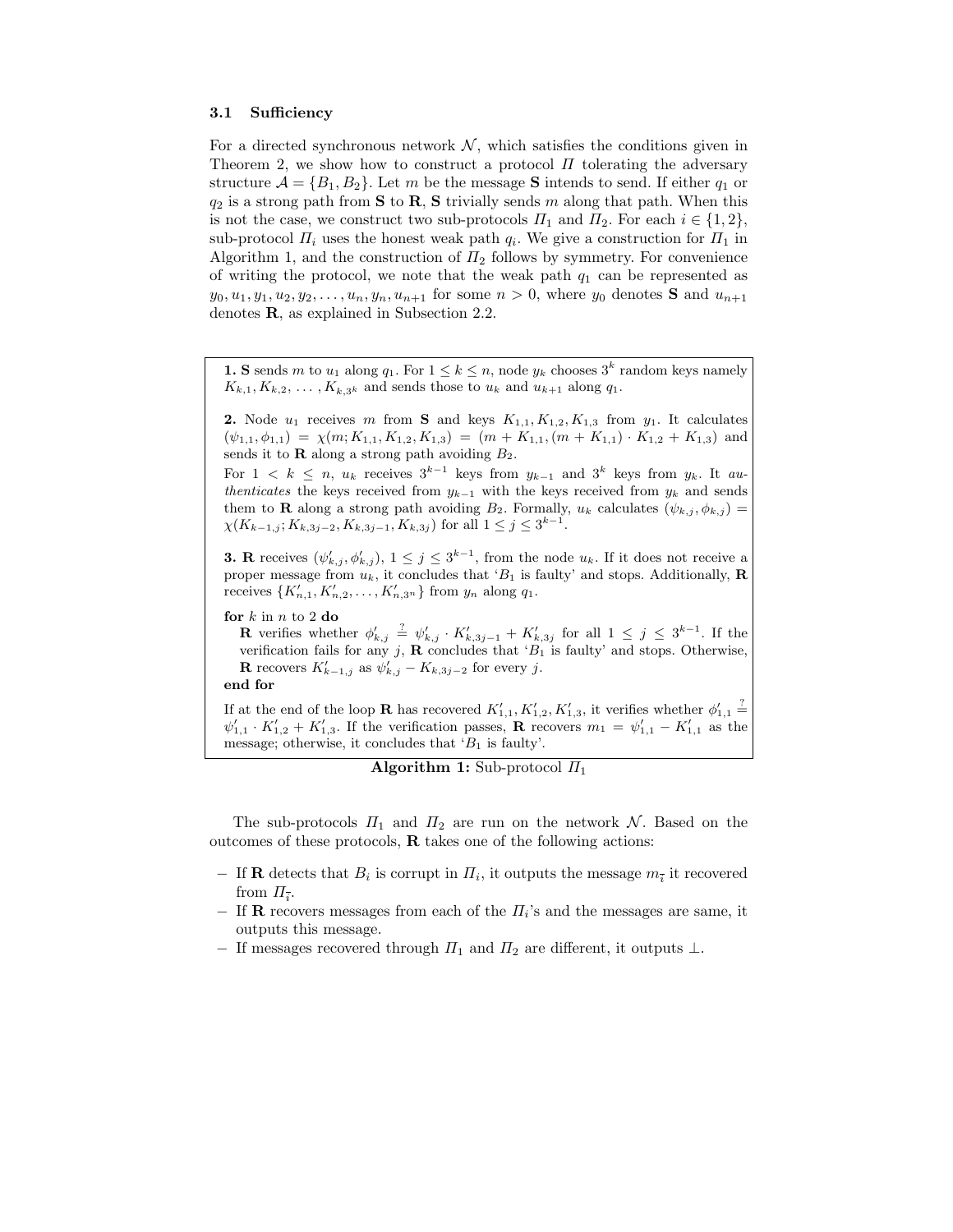### 3.1 Sufficiency

For a directed synchronous network $\mathcal{N}$, which satisfies the conditions given in Theorem 2, we show how to construct a protocol $\Pi$ tolerating the adversary structure $\mathcal{A} = \{B_1, B_2\}$. Let $m$ be the message **S** intends to send. If either $q_1$ or $q_2$ is a strong path from **S** to **R**, **S** trivially sends $m$ along that path. When this is not the case, we construct two sub-protocols $\Pi_1$ and $\Pi_2$. For each $i \in \{1, 2\}$, sub-protocol $\Pi_i$ uses the honest weak path $q_i$. We give a construction for $\Pi_1$ in Algorithm 1, and the construction of $\Pi_2$ follows by symmetry. For convenience of writing the protocol, we note that the weak path $q_1$ can be represented as $y_0, u_1, y_1, u_2, y_2, \ldots, u_n, y_n, u_{n+1}$ for some $n > 0$, where $y_0$ denotes **S** and $u_{n+1}$ denotes **R**, as explained in Subsection 2.2.

**1.** **S** sends $m$ to $u_1$ along $q_1$. For $1 \leq k \leq n$, node $y_k$ chooses $3^k$ random keys namely $K_{k,1}, K_{k,2}, \ldots, K_{k,3^k}$ and sends those to $u_k$ and $u_{k+1}$ along $q_1$.

**2.** Node $u_1$ receives $m$ from **S** and keys $K_{1,1}, K_{1,2}, K_{1,3}$ from $y_1$. It calculates $(\psi_{1,1}, \phi_{1,1}) = \chi(m; K_{1,1}, K_{1,2}, K_{1,3}) = (m + K_{1,1}, (m + K_{1,1}) \cdot K_{1,2} + K_{1,3})$ and sends it to **R** along a strong path avoiding $B_2$.

For $1 < k \leq n$, $u_k$ receives $3^{k-1}$ keys from $y_{k-1}$ and $3^k$ keys from $y_k$. It *authenticates* the keys received from $y_{k-1}$ with the keys received from $y_k$ and sends them to **R** along a strong path avoiding $B_2$. Formally, $u_k$ calculates $(\psi_{k,j}, \phi_{k,j}) = \chi(K_{k-1,j}; K_{k,3j-2}, K_{k,3j-1}, K_{k,3j})$ for all $1 \leq j \leq 3^{k-1}$.

**3.** **R** receives $(\psi'_{k,j}, \phi'_{k,j})$, $1 \leq j \leq 3^{k-1}$, from the node $u_k$. If it does not receive a proper message from $u_k$, it concludes that '$B_1$ is faulty' and stops. Additionally, **R** receives $\{K'_{n,1}, K'_{n,2}, \ldots, K'_{n,3^n}\}$ from $y_n$ along $q_1$.

**for** $k$ in $n$ to 2 **do**
  **R** verifies whether $\phi'_{k,j} \stackrel{?}{=} \psi'_{k,j} \cdot K'_{k,3j-1} + K'_{k,3j}$ for all $1 \leq j \leq 3^{k-1}$. If the verification fails for any $j$, **R** concludes that '$B_1$ is faulty' and stops. Otherwise, **R** recovers $K'_{k-1,j}$ as $\psi'_{k,j} - K_{k,3j-2}$ for every $j$.
**end for**

If at the end of the loop **R** has recovered $K'_{1,1}, K'_{1,2}, K'_{1,3}$, it verifies whether $\phi'_{1,1} \stackrel{?}{=} \psi'_{1,1} \cdot K'_{1,2} + K'_{1,3}$. If the verification passes, **R** recovers $m_1 = \psi'_{1,1} - K'_{1,1}$ as the message; otherwise, it concludes that '$B_1$ is faulty'.

**Algorithm 1:** Sub-protocol $\Pi_1$

The sub-protocols $\Pi_1$ and $\Pi_2$ are run on the network $\mathcal{N}$. Based on the outcomes of these protocols, **R** takes one of the following actions:

- If **R** detects that $B_i$ is corrupt in $\Pi_i$, it outputs the message $m_{\bar{i}}$ it recovered from $\Pi_{\bar{i}}$.
- If **R** recovers messages from each of the $\Pi_i$'s and the messages are same, it outputs this message.
- If messages recovered through $\Pi_1$ and $\Pi_2$ are different, it outputs $\perp$.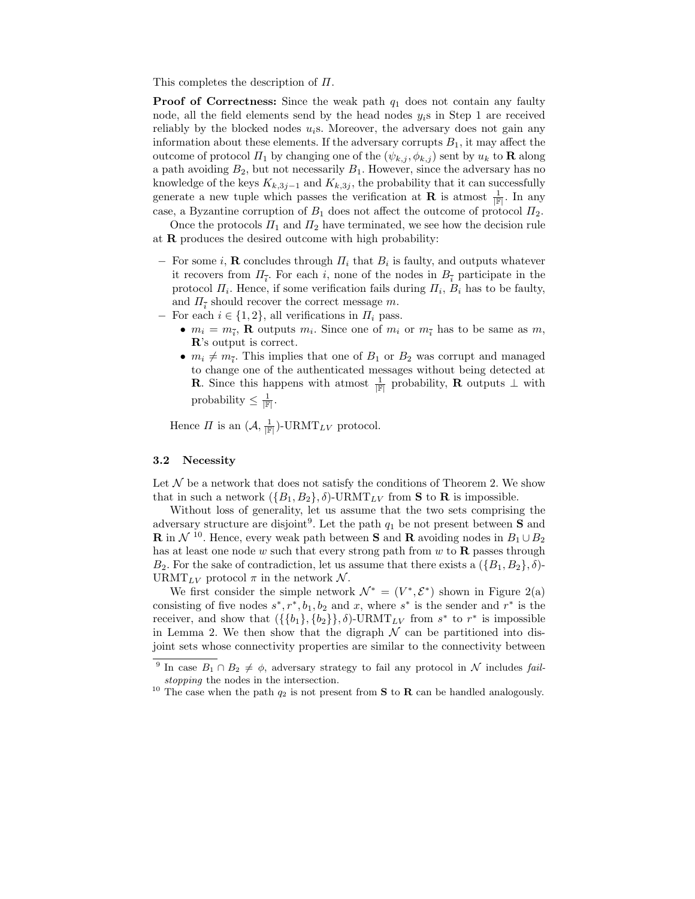This completes the description of $\Pi$.

**Proof of Correctness:** Since the weak path $q_1$ does not contain any faulty node, all the field elements send by the head nodes $y_i$s in Step 1 are received reliably by the blocked nodes $u_i$s. Moreover, the adversary does not gain any information about these elements. If the adversary corrupts $B_1$, it may affect the outcome of protocol $\Pi_1$ by changing one of the $(\psi_{k,j}, \phi_{k,j})$ sent by $u_k$ to **R** along a path avoiding $B_2$, but not necessarily $B_1$. However, since the adversary has no knowledge of the keys $K_{k,3j-1}$ and $K_{k,3j}$, the probability that it can successfully generate a new tuple which passes the verification at **R** is atmost $\frac{1}{|\mathbb{F}|}$. In any case, a Byzantine corruption of $B_1$ does not affect the outcome of protocol $\Pi_2$.

Once the protocols $\Pi_1$ and $\Pi_2$ have terminated, we see how the decision rule at **R** produces the desired outcome with high probability:

- For some $i$, **R** concludes through $\Pi_i$ that $B_i$ is faulty, and outputs whatever it recovers from $\Pi_{\bar{i}}$. For each $i$, none of the nodes in $B_{\bar{i}}$ participate in the protocol $\Pi_i$. Hence, if some verification fails during $\Pi_i$, $B_i$ has to be faulty, and $\Pi_{\bar{i}}$ should recover the correct message $m$.
- For each $i \in \{1, 2\}$, all verifications in $\Pi_i$ pass.
  - $m_i = m_{\bar{i}}$, **R** outputs $m_i$. Since one of $m_i$ or $m_{\bar{i}}$ has to be same as $m$, **R**'s output is correct.
  - $m_i \neq m_{\bar{i}}$. This implies that one of $B_1$ or $B_2$ was corrupt and managed to change one of the authenticated messages without being detected at **R**. Since this happens with atmost $\frac{1}{|\mathbb{F}|}$ probability, **R** outputs $\perp$ with probability $\leq \frac{1}{|\mathbb{F}|}$.

Hence $\Pi$ is an $(\mathcal{A}, \frac{1}{|\mathbb{F}|})$-URMT$_{LV}$ protocol.

### 3.2 Necessity

Let $\mathcal{N}$ be a network that does not satisfy the conditions of Theorem 2. We show that in such a network $(\{B_1, B_2\}, \delta)$-URMT$_{LV}$ from **S** to **R** is impossible.

Without loss of generality, let us assume that the two sets comprising the adversary structure are disjoint[9]. Let the path $q_1$ be not present between **S** and **R** in $\mathcal{N}$ [10]. Hence, every weak path between **S** and **R** avoiding nodes in $B_1 \cup B_2$ has at least one node $w$ such that every strong path from $w$ to **R** passes through $B_2$. For the sake of contradiction, let us assume that there exists a $(\{B_1, B_2\}, \delta)$-URMT$_{LV}$ protocol $\pi$ in the network $\mathcal{N}$.

We first consider the simple network $\mathcal{N}^* = (V^*, \mathcal{E}^*)$ shown in Figure 2(a) consisting of five nodes $s^*, r^*, b_1, b_2$ and $x$, where $s^*$ is the sender and $r^*$ is the receiver, and show that $(\{\{b_1\}, \{b_2\}\}, \delta)$-URMT$_{LV}$ from $s^*$ to $r^*$ is impossible in Lemma 2. We then show that the digraph $\mathcal{N}$ can be partitioned into disjoint sets whose connectivity properties are similar to the connectivity between

[9] In case $B_1 \cap B_2 \neq \phi$, adversary strategy to fail any protocol in $\mathcal{N}$ includes *fail-stopping* the nodes in the intersection.

[10] The case when the path $q_2$ is not present from **S** to **R** can be handled analogously.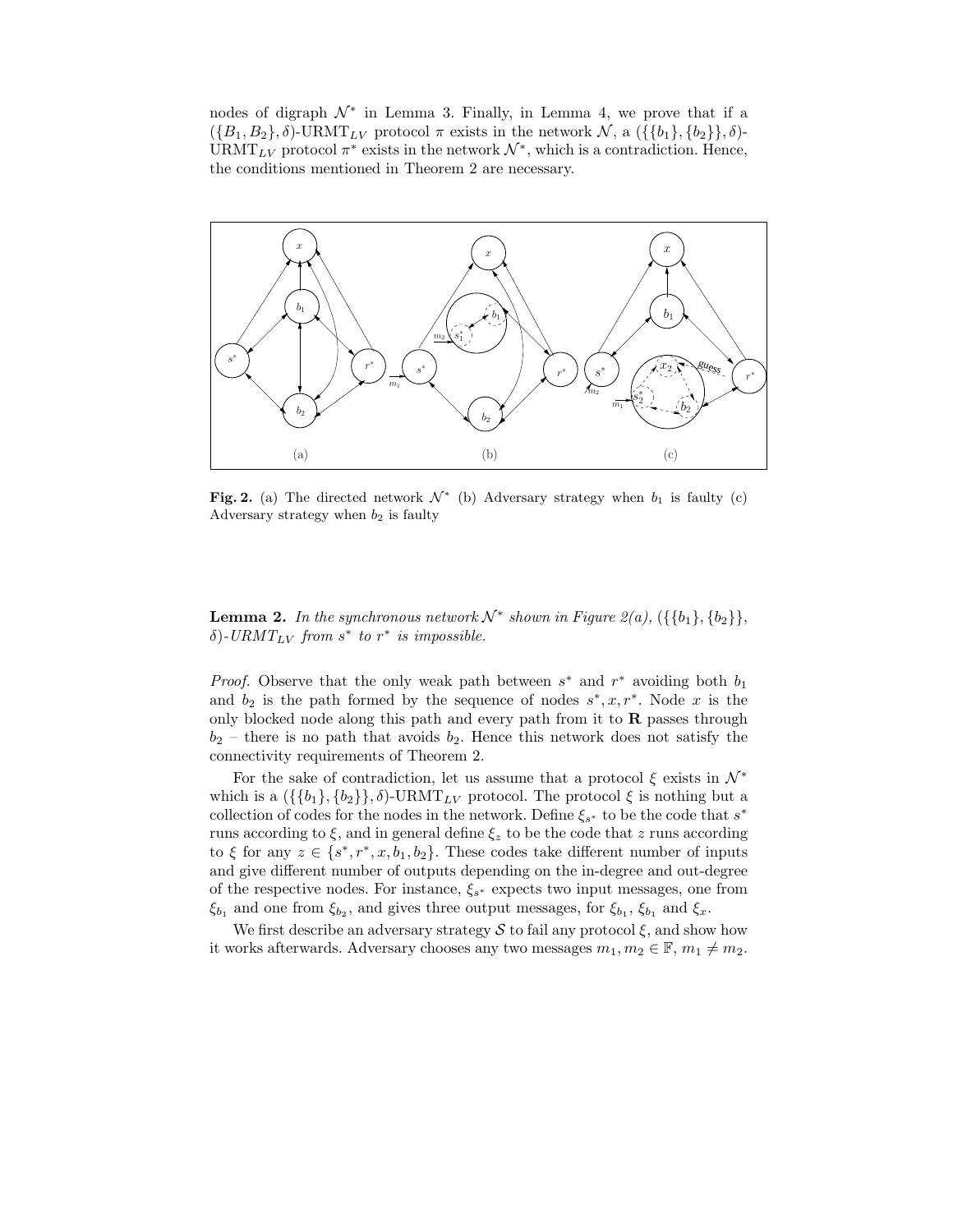nodes of digraph $\mathcal{N}^*$ in Lemma 3. Finally, in Lemma 4, we prove that if a $(\{B_1, B_2\}, \delta)$-URMT$_{LV}$ protocol $\pi$ exists in the network $\mathcal{N}$, a $(\{\{b_1\}, \{b_2\}\}, \delta)$-URMT$_{LV}$ protocol $\pi^*$ exists in the network $\mathcal{N}^*$, which is a contradiction. Hence, the conditions mentioned in Theorem 2 are necessary.

**Fig. 2.** (a) The directed network $\mathcal{N}^*$ (b) Adversary strategy when $b_1$ is faulty (c) Adversary strategy when $b_2$ is faulty

**Lemma 2.** *In the synchronous network $\mathcal{N}^*$ shown in Figure 2(a), $(\{\{b_1\}, \{b_2\}\}, \delta)$-URMT$_{LV}$ from $s^*$ to $r^*$ is impossible.*

*Proof.* Observe that the only weak path between $s^*$ and $r^*$ avoiding both $b_1$ and $b_2$ is the path formed by the sequence of nodes $s^*, x, r^*$. Node $x$ is the only blocked node along this path and every path from it to **R** passes through $b_2$ – there is no path that avoids $b_2$. Hence this network does not satisfy the connectivity requirements of Theorem 2.

For the sake of contradiction, let us assume that a protocol $\xi$ exists in $\mathcal{N}^*$ which is a $(\{\{b_1\}, \{b_2\}\}, \delta)$-URMT$_{LV}$ protocol. The protocol $\xi$ is nothing but a collection of codes for the nodes in the network. Define $\xi_{s^*}$ to be the code that $s^*$ runs according to $\xi$, and in general define $\xi_z$ to be the code that $z$ runs according to $\xi$ for any $z \in \{s^*, r^*, x, b_1, b_2\}$. These codes take different number of inputs and give different number of outputs depending on the in-degree and out-degree of the respective nodes. For instance, $\xi_{s^*}$ expects two input messages, one from $\xi_{b_1}$ and one from $\xi_{b_2}$, and gives three output messages, for $\xi_{b_1}$, $\xi_{b_1}$ and $\xi_x$.

We first describe an adversary strategy $\mathcal{S}$ to fail any protocol $\xi$, and show how it works afterwards. Adversary chooses any two messages $m_1, m_2 \in \mathbb{F}$, $m_1 \neq m_2$.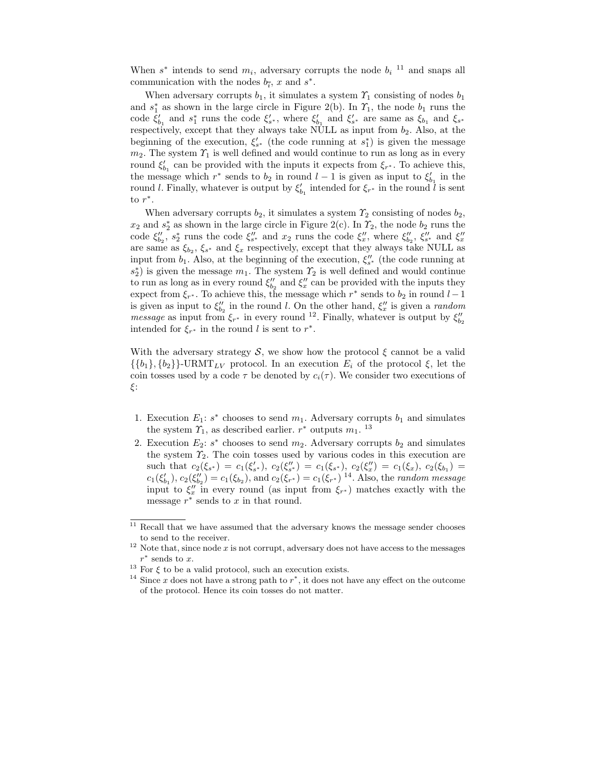When $s^*$ intends to send $m_i$, adversary corrupts the node $b_i$ [11] and snaps all communication with the nodes $b_{\bar{i}}$, $x$ and $s^*$.

When adversary corrupts $b_1$, it simulates a system $\Upsilon_1$ consisting of nodes $b_1$ and $s_1^*$ as shown in the large circle in Figure 2(b). In $\Upsilon_1$, the node $b_1$ runs the code $\xi'_{b_1}$ and $s_1^*$ runs the code $\xi'_{s^*}$, where $\xi'_{b_1}$ and $\xi'_{s^*}$ are same as $\xi_{b_1}$ and $\xi_{s^*}$ respectively, except that they always take NULL as input from $b_2$. Also, at the beginning of the execution, $\xi'_{s^*}$ (the code running at $s_1^*$) is given the message $m_2$. The system $\Upsilon_1$ is well defined and would continue to run as long as in every round $\xi'_{b_1}$ can be provided with the inputs it expects from $\xi_{r^*}$. To achieve this, the message which $r^*$ sends to $b_2$ in round $l-1$ is given as input to $\xi'_{b_1}$ in the round $l$. Finally, whatever is output by $\xi'_{b_1}$ intended for $\xi_{r^*}$ in the round $l$ is sent to $r^*$.

When adversary corrupts $b_2$, it simulates a system $\Upsilon_2$ consisting of nodes $b_2$, $x_2$ and $s_2^*$ as shown in the large circle in Figure 2(c). In $\Upsilon_2$, the node $b_2$ runs the code $\xi''_{b_2}$, $s_2^*$ runs the code $\xi''_{s^*}$ and $x_2$ runs the code $\xi''_x$, where $\xi''_{b_2}$, $\xi''_{s^*}$ and $\xi''_x$ are same as $\xi_{b_2}$, $\xi_{s^*}$ and $\xi_x$ respectively, except that they always take NULL as input from $b_1$. Also, at the beginning of the execution, $\xi''_{s^*}$ (the code running at $s_2^*$) is given the message $m_1$. The system $\Upsilon_2$ is well defined and would continue to run as long as in every round $\xi''_{b_2}$ and $\xi''_x$ can be provided with the inputs they expect from $\xi_{r^*}$. To achieve this, the message which $r^*$ sends to $b_2$ in round $l-1$ is given as input to $\xi''_{b_2}$ in the round $l$. On the other hand, $\xi''_x$ is given a *random message* as input from $\xi_{r^*}$ in every round [12]. Finally, whatever is output by $\xi''_{b_2}$ intended for $\xi_{r^*}$ in the round $l$ is sent to $r^*$.

With the adversary strategy $\mathcal{S}$, we show how the protocol $\xi$ cannot be a valid $\{\{b_1\},\{b_2\}\}$-URMT$_{LV}$ protocol. In an execution $E_i$ of the protocol $\xi$, let the coin tosses used by a code $\tau$ be denoted by $c_i(\tau)$. We consider two executions of $\xi$:

1. Execution $E_1$: $s^*$ chooses to send $m_1$. Adversary corrupts $b_1$ and simulates the system $\Upsilon_1$, as described earlier. $r^*$ outputs $m_1$. [13]
2. Execution $E_2$: $s^*$ chooses to send $m_2$. Adversary corrupts $b_2$ and simulates the system $\Upsilon_2$. The coin tosses used by various codes in this execution are such that $c_2(\xi_{s^*}) = c_1(\xi'_{s^*})$, $c_2(\xi''_{s^*}) = c_1(\xi_{s^*})$, $c_2(\xi''_x) = c_1(\xi_x)$, $c_2(\xi_{b_1}) = c_1(\xi'_{b_1})$, $c_2(\xi''_{b_2}) = c_1(\xi_{b_2})$, and $c_2(\xi_{r^*}) = c_1(\xi_{r^*})$ [14]. Also, the *random message* input to $\xi''_x$ in every round (as input from $\xi_{r^*}$) matches exactly with the message $r^*$ sends to $x$ in that round.

[11] Recall that we have assumed that the adversary knows the message sender chooses to send to the receiver.

[12] Note that, since node $x$ is not corrupt, adversary does not have access to the messages $r^*$ sends to $x$.

[13] For $\xi$ to be a valid protocol, such an execution exists.

[14] Since $x$ does not have a strong path to $r^*$, it does not have any effect on the outcome of the protocol. Hence its coin tosses do not matter.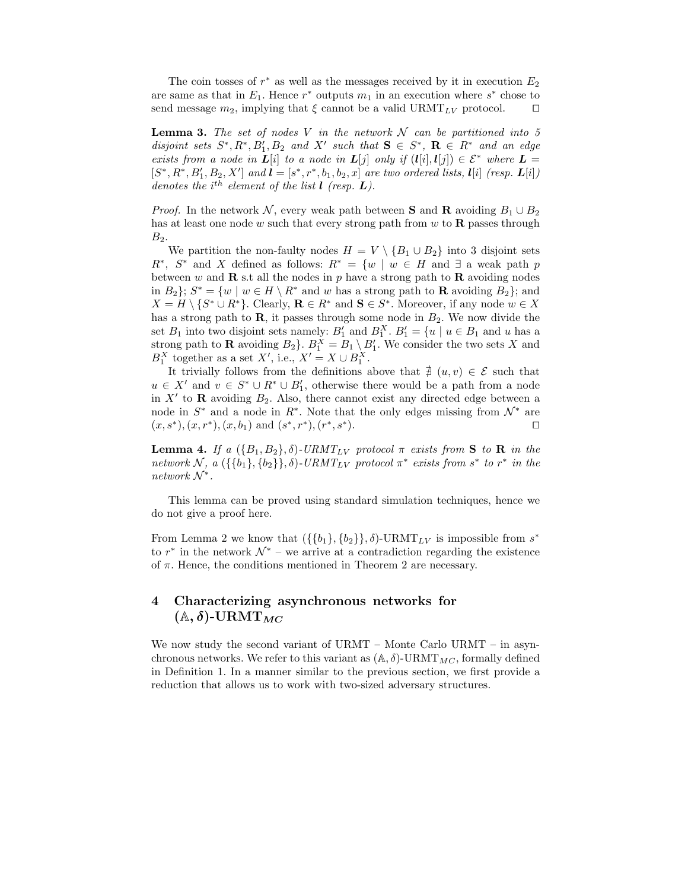The coin tosses of $r^*$ as well as the messages received by it in execution $E_2$ are same as that in $E_1$. Hence $r^*$ outputs $m_1$ in an execution where $s^*$ chose to send message $m_2$, implying that $\xi$ cannot be a valid URMT$_{LV}$ protocol. ◻

**Lemma 3.** *The set of nodes $V$ in the network $\mathcal{N}$ can be partitioned into 5 disjoint sets $S^*, R^*, B_1', B_2$ and $X'$ such that $\mathbf{S} \in S^*$, $\mathbf{R} \in R^*$ and an edge exists from a node in $\boldsymbol{L}[i]$ to a node in $\boldsymbol{L}[j]$ only if $(\boldsymbol{l}[i], \boldsymbol{l}[j]) \in \mathcal{E}^*$ where $\boldsymbol{L} = [S^*, R^*, B_1', B_2, X']$ and $\boldsymbol{l} = [s^*, r^*, b_1, b_2, x]$ are two ordered lists, $\boldsymbol{l}[i]$ (resp. $\boldsymbol{L}[i]$) denotes the $i^{th}$ element of the list $\boldsymbol{l}$ (resp. $\boldsymbol{L}$).*

*Proof.* In the network $\mathcal{N}$, every weak path between $\mathbf{S}$ and $\mathbf{R}$ avoiding $B_1 \cup B_2$ has at least one node $w$ such that every strong path from $w$ to $\mathbf{R}$ passes through $B_2$.

We partition the non-faulty nodes $H = V \setminus \{B_1 \cup B_2\}$ into 3 disjoint sets $R^*$, $S^*$ and $X$ defined as follows: $R^* = \{w \mid w \in H$ and $\exists$ a weak path $p$ between $w$ and $\mathbf{R}$ s.t all the nodes in $p$ have a strong path to $\mathbf{R}$ avoiding nodes in $B_2\}$; $S^* = \{w \mid w \in H \setminus R^*$ and $w$ has a strong path to $\mathbf{R}$ avoiding $B_2\}$; and $X = H \setminus \{S^* \cup R^*\}$. Clearly, $\mathbf{R} \in R^*$ and $\mathbf{S} \in S^*$. Moreover, if any node $w \in X$ has a strong path to $\mathbf{R}$, it passes through some node in $B_2$. We now divide the set $B_1$ into two disjoint sets namely: $B_1'$ and $B_1^X$. $B_1' = \{u \mid u \in B_1$ and $u$ has a strong path to $\mathbf{R}$ avoiding $B_2\}$. $B_1^X = B_1 \setminus B_1'$. We consider the two sets $X$ and $B_1^X$ together as a set $X'$, i.e., $X' = X \cup B_1^X$.

It trivially follows from the definitions above that $\nexists\ (u, v) \in \mathcal{E}$ such that $u \in X'$ and $v \in S^* \cup R^* \cup B_1'$, otherwise there would be a path from a node in $X'$ to $\mathbf{R}$ avoiding $B_2$. Also, there cannot exist any directed edge between a node in $S^*$ and a node in $R^*$. Note that the only edges missing from $\mathcal{N}^*$ are $(x, s^*), (x, r^*), (x, b_1)$ and $(s^*, r^*), (r^*, s^*)$. ◻

**Lemma 4.** *If a $(\{B_1, B_2\}, \delta)$-URMT$_{LV}$ protocol $\pi$ exists from $\mathbf{S}$ to $\mathbf{R}$ in the network $\mathcal{N}$, a $(\{\{b_1\}, \{b_2\}\}, \delta)$-URMT$_{LV}$ protocol $\pi^*$ exists from $s^*$ to $r^*$ in the network $\mathcal{N}^*$.*

This lemma can be proved using standard simulation techniques, hence we do not give a proof here.

From Lemma 2 we know that $(\{\{b_1\}, \{b_2\}\}, \delta)$-URMT$_{LV}$ is impossible from $s^*$ to $r^*$ in the network $\mathcal{N}^*$ – we arrive at a contradiction regarding the existence of $\pi$. Hence, the conditions mentioned in Theorem 2 are necessary.

## 4 Characterizing asynchronous networks for $(\mathbb{A}, \delta)$-URMT$_{MC}$

We now study the second variant of URMT – Monte Carlo URMT – in asynchronous networks. We refer to this variant as $(\mathbb{A}, \delta)$-URMT$_{MC}$, formally defined in Definition 1. In a manner similar to the previous section, we first provide a reduction that allows us to work with two-sized adversary structures.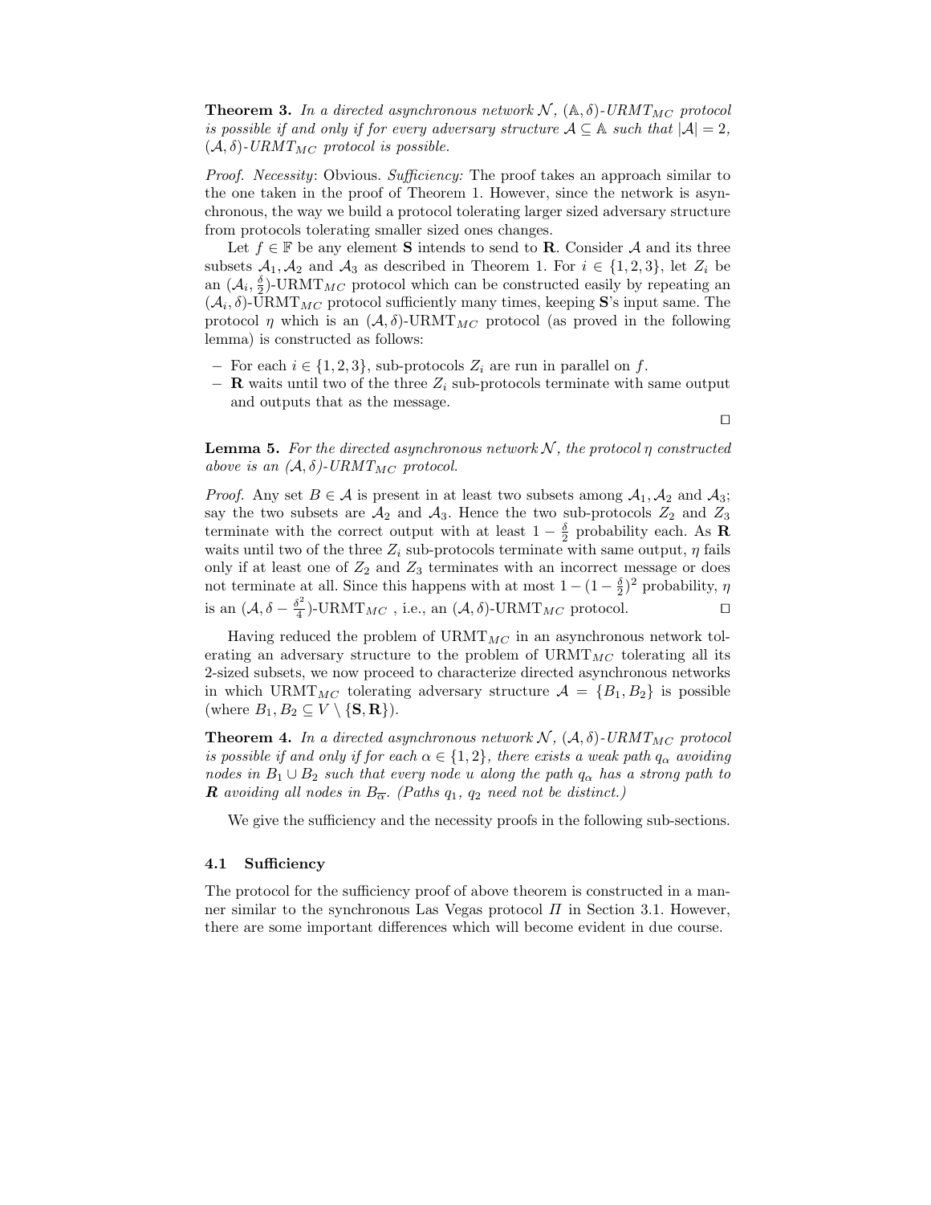**Theorem 3.** *In a directed asynchronous network $\mathcal{N}$, $(\mathbb{A}, \delta)$-URMT$_{MC}$ protocol is possible if and only if for every adversary structure $\mathcal{A} \subseteq \mathbb{A}$ such that $|\mathcal{A}| = 2$, $(\mathcal{A}, \delta)$-URMT$_{MC}$ protocol is possible.*

*Proof. Necessity*: Obvious. *Sufficiency:* The proof takes an approach similar to the one taken in the proof of Theorem 1. However, since the network is asynchronous, the way we build a protocol tolerating larger sized adversary structure from protocols tolerating smaller sized ones changes.

Let $f \in \mathbb{F}$ be any element **S** intends to send to **R**. Consider $\mathcal{A}$ and its three subsets $\mathcal{A}_1, \mathcal{A}_2$ and $\mathcal{A}_3$ as described in Theorem 1. For $i \in \{1, 2, 3\}$, let $Z_i$ be an $(\mathcal{A}_i, \frac{\delta}{2})$-URMT$_{MC}$ protocol which can be constructed easily by repeating an $(\mathcal{A}_i, \delta)$-URMT$_{MC}$ protocol sufficiently many times, keeping **S**'s input same. The protocol $\eta$ which is an $(\mathcal{A}, \delta)$-URMT$_{MC}$ protocol (as proved in the following lemma) is constructed as follows:

- For each $i \in \{1, 2, 3\}$, sub-protocols $Z_i$ are run in parallel on $f$.
- **R** waits until two of the three $Z_i$ sub-protocols terminate with same output and outputs that as the message.

□

**Lemma 5.** *For the directed asynchronous network $\mathcal{N}$, the protocol $\eta$ constructed above is an $(\mathcal{A}, \delta)$-URMT$_{MC}$ protocol.*

*Proof.* Any set $B \in \mathcal{A}$ is present in at least two subsets among $\mathcal{A}_1, \mathcal{A}_2$ and $\mathcal{A}_3$; say the two subsets are $\mathcal{A}_2$ and $\mathcal{A}_3$. Hence the two sub-protocols $Z_2$ and $Z_3$ terminate with the correct output with at least $1 - \frac{\delta}{2}$ probability each. As **R** waits until two of the three $Z_i$ sub-protocols terminate with same output, $\eta$ fails only if at least one of $Z_2$ and $Z_3$ terminates with an incorrect message or does not terminate at all. Since this happens with at most $1 - (1 - \frac{\delta}{2})^2$ probability, $\eta$ is an $(\mathcal{A}, \delta - \frac{\delta^2}{4})$-URMT$_{MC}$ , i.e., an $(\mathcal{A}, \delta)$-URMT$_{MC}$ protocol. □

Having reduced the problem of URMT$_{MC}$ in an asynchronous network tolerating an adversary structure to the problem of URMT$_{MC}$ tolerating all its 2-sized subsets, we now proceed to characterize directed asynchronous networks in which URMT$_{MC}$ tolerating adversary structure $\mathcal{A} = \{B_1, B_2\}$ is possible (where $B_1, B_2 \subseteq V \setminus \{\mathbf{S}, \mathbf{R}\}$).

**Theorem 4.** *In a directed asynchronous network $\mathcal{N}$, $(\mathcal{A}, \delta)$-URMT$_{MC}$ protocol is possible if and only if for each $\alpha \in \{1, 2\}$, there exists a weak path $q_\alpha$ avoiding nodes in $B_1 \cup B_2$ such that every node $u$ along the path $q_\alpha$ has a strong path to **R** avoiding all nodes in $B_{\overline{\alpha}}$. (Paths $q_1$, $q_2$ need not be distinct.)*

We give the sufficiency and the necessity proofs in the following sub-sections.

### 4.1 Sufficiency

The protocol for the sufficiency proof of above theorem is constructed in a manner similar to the synchronous Las Vegas protocol $\Pi$ in Section 3.1. However, there are some important differences which will become evident in due course.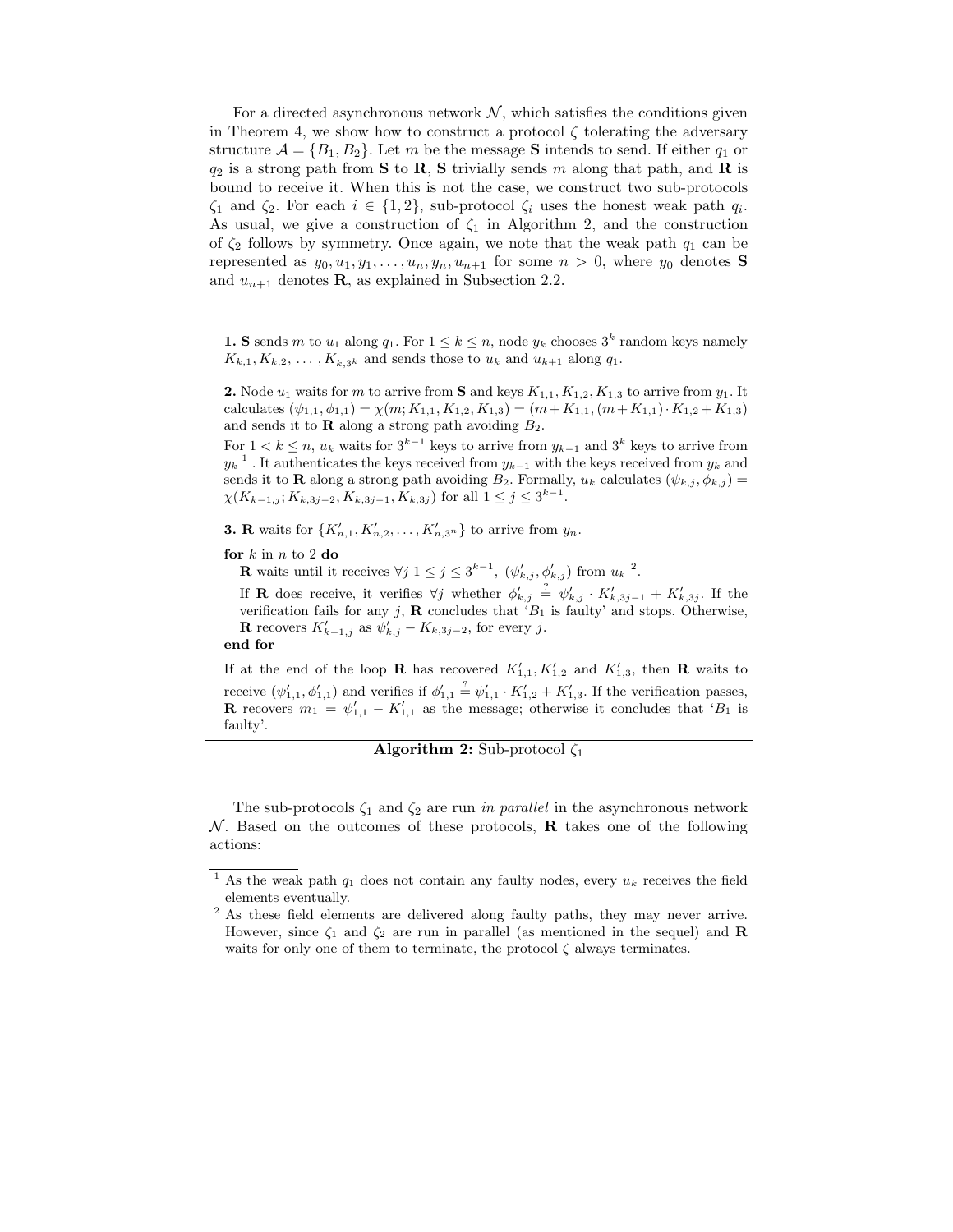For a directed asynchronous network $\mathcal{N}$, which satisfies the conditions given in Theorem 4, we show how to construct a protocol $\zeta$ tolerating the adversary structure $\mathcal{A} = \{B_1, B_2\}$. Let $m$ be the message **S** intends to send. If either $q_1$ or $q_2$ is a strong path from **S** to **R**, **S** trivially sends $m$ along that path, and **R** is bound to receive it. When this is not the case, we construct two sub-protocols $\zeta_1$ and $\zeta_2$. For each $i \in \{1, 2\}$, sub-protocol $\zeta_i$ uses the honest weak path $q_i$. As usual, we give a construction of $\zeta_1$ in Algorithm 2, and the construction of $\zeta_2$ follows by symmetry. Once again, we note that the weak path $q_1$ can be represented as $y_0, u_1, y_1, \ldots, u_n, y_n, u_{n+1}$ for some $n > 0$, where $y_0$ denotes **S** and $u_{n+1}$ denotes **R**, as explained in Subsection 2.2.

**1. S** sends $m$ to $u_1$ along $q_1$. For $1 \leq k \leq n$, node $y_k$ chooses $3^k$ random keys namely $K_{k,1}, K_{k,2}, \ldots, K_{k,3^k}$ and sends those to $u_k$ and $u_{k+1}$ along $q_1$.

**2.** Node $u_1$ waits for $m$ to arrive from **S** and keys $K_{1,1}, K_{1,2}, K_{1,3}$ to arrive from $y_1$. It calculates $(\psi_{1,1}, \phi_{1,1}) = \chi(m; K_{1,1}, K_{1,2}, K_{1,3}) = (m + K_{1,1}, (m + K_{1,1}) \cdot K_{1,2} + K_{1,3})$ and sends it to **R** along a strong path avoiding $B_2$.

For $1 < k \leq n$, $u_k$ waits for $3^{k-1}$ keys to arrive from $y_{k-1}$ and $3^k$ keys to arrive from $y_k$ [1]. It authenticates the keys received from $y_{k-1}$ with the keys received from $y_k$ and sends it to **R** along a strong path avoiding $B_2$. Formally, $u_k$ calculates $(\psi_{k,j}, \phi_{k,j}) = \chi(K_{k-1,j}; K_{k,3j-2}, K_{k,3j-1}, K_{k,3j})$ for all $1 \leq j \leq 3^{k-1}$.

**3. R** waits for $\{K'_{n,1}, K'_{n,2}, \ldots, K'_{n,3^n}\}$ to arrive from $y_n$.

**for** $k$ in $n$ to 2 **do**

  **R** waits until it receives $\forall j \; 1 \leq j \leq 3^{k-1}$, $(\psi'_{k,j}, \phi'_{k,j})$ from $u_k$ [2].

  If **R** does receive, it verifies $\forall j$ whether $\phi'_{k,j} \stackrel{?}{=} \psi'_{k,j} \cdot K'_{k,3j-1} + K'_{k,3j}$. If the verification fails for any $j$, **R** concludes that '$B_1$ is faulty' and stops. Otherwise, **R** recovers $K'_{k-1,j}$ as $\psi'_{k,j} - K_{k,3j-2}$, for every $j$.

**end for**

If at the end of the loop **R** has recovered $K'_{1,1}, K'_{1,2}$ and $K'_{1,3}$, then **R** waits to receive $(\psi'_{1,1}, \phi'_{1,1})$ and verifies if $\phi'_{1,1} \stackrel{?}{=} \psi'_{1,1} \cdot K'_{1,2} + K'_{1,3}$. If the verification passes, **R** recovers $m_1 = \psi'_{1,1} - K'_{1,1}$ as the message; otherwise it concludes that '$B_1$ is faulty'.

**Algorithm 2:** Sub-protocol $\zeta_1$

The sub-protocols $\zeta_1$ and $\zeta_2$ are run *in parallel* in the asynchronous network $\mathcal{N}$. Based on the outcomes of these protocols, **R** takes one of the following actions:

[1] As the weak path $q_1$ does not contain any faulty nodes, every $u_k$ receives the field elements eventually.

[2] As these field elements are delivered along faulty paths, they may never arrive. However, since $\zeta_1$ and $\zeta_2$ are run in parallel (as mentioned in the sequel) and **R** waits for only one of them to terminate, the protocol $\zeta$ always terminates.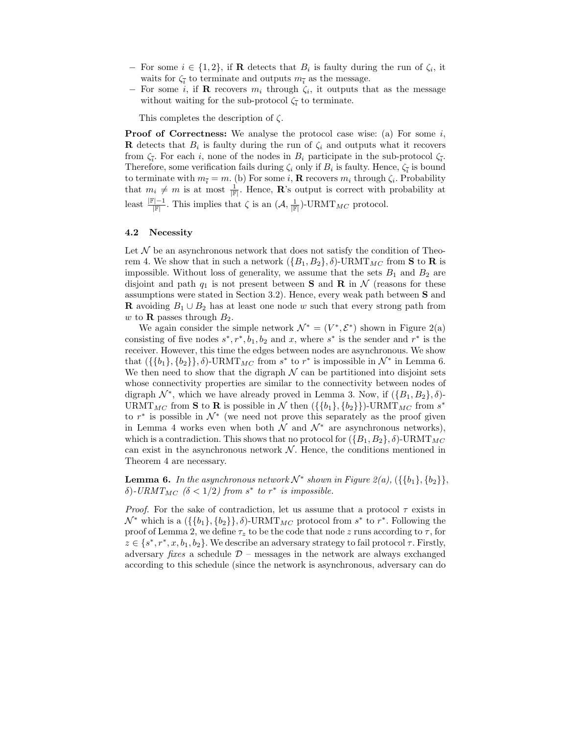- For some $i \in \{1, 2\}$, if **R** detects that $B_i$ is faulty during the run of $\zeta_i$, it waits for $\zeta_{\bar{i}}$ to terminate and outputs $m_{\bar{i}}$ as the message.
- For some $i$, if **R** recovers $m_i$ through $\zeta_i$, it outputs that as the message without waiting for the sub-protocol $\zeta_{\bar{i}}$ to terminate.

This completes the description of $\zeta$.

**Proof of Correctness:** We analyse the protocol case wise: (a) For some $i$, **R** detects that $B_i$ is faulty during the run of $\zeta_i$ and outputs what it recovers from $\zeta_{\bar{i}}$. For each $i$, none of the nodes in $B_i$ participate in the sub-protocol $\zeta_{\bar{i}}$. Therefore, some verification fails during $\zeta_i$ only if $B_i$ is faulty. Hence, $\zeta_{\bar{i}}$ is bound to terminate with $m_{\bar{i}} = m$. (b) For some $i$, **R** recovers $m_i$ through $\zeta_i$. Probability that $m_i \neq m$ is at most $\frac{1}{|\mathbb{F}|}$. Hence, **R**'s output is correct with probability at least $\frac{|\mathbb{F}|-1}{|\mathbb{F}|}$. This implies that $\zeta$ is an ($\mathcal{A}$, $\frac{1}{|\mathbb{F}|}$)-URMT$_{MC}$ protocol.

### 4.2 Necessity

Let $\mathcal{N}$ be an asynchronous network that does not satisfy the condition of Theorem 4. We show that in such a network $(\{B_1, B_2\}, \delta)$-URMT$_{MC}$ from **S** to **R** is impossible. Without loss of generality, we assume that the sets $B_1$ and $B_2$ are disjoint and path $q_1$ is not present between **S** and **R** in $\mathcal{N}$ (reasons for these assumptions were stated in Section 3.2). Hence, every weak path between **S** and **R** avoiding $B_1 \cup B_2$ has at least one node $w$ such that every strong path from $w$ to **R** passes through $B_2$.

We again consider the simple network $\mathcal{N}^* = (V^*, \mathcal{E}^*)$ shown in Figure 2(a) consisting of five nodes $s^*, r^*, b_1, b_2$ and $x$, where $s^*$ is the sender and $r^*$ is the receiver. However, this time the edges between nodes are asynchronous. We show that $(\{\{b_1\}, \{b_2\}\}, \delta)$-URMT$_{MC}$ from $s^*$ to $r^*$ is impossible in $\mathcal{N}^*$ in Lemma 6. We then need to show that the digraph $\mathcal{N}$ can be partitioned into disjoint sets whose connectivity properties are similar to the connectivity between nodes of digraph $\mathcal{N}^*$, which we have already proved in Lemma 3. Now, if $(\{B_1, B_2\}, \delta)$-URMT$_{MC}$ from **S** to **R** is possible in $\mathcal{N}$ then $(\{\{b_1\}, \{b_2\}\})$-URMT$_{MC}$ from $s^*$ to $r^*$ is possible in $\mathcal{N}^*$ (we need not prove this separately as the proof given in Lemma 4 works even when both $\mathcal{N}$ and $\mathcal{N}^*$ are asynchronous networks), which is a contradiction. This shows that no protocol for $(\{B_1, B_2\}, \delta)$-URMT$_{MC}$ can exist in the asynchronous network $\mathcal{N}$. Hence, the conditions mentioned in Theorem 4 are necessary.

**Lemma 6.** *In the asynchronous network $\mathcal{N}^*$ shown in Figure 2(a), $(\{\{b_1\}, \{b_2\}\}, \delta)$-URMT$_{MC}$ ($\delta < 1/2$) from $s^*$ to $r^*$ is impossible.*

*Proof.* For the sake of contradiction, let us assume that a protocol $\tau$ exists in $\mathcal{N}^*$ which is a $(\{\{b_1\}, \{b_2\}\}, \delta)$-URMT$_{MC}$ protocol from $s^*$ to $r^*$. Following the proof of Lemma 2, we define $\tau_z$ to be the code that node $z$ runs according to $\tau$, for $z \in \{s^*, r^*, x, b_1, b_2\}$. We describe an adversary strategy to fail protocol $\tau$. Firstly, adversary *fixes* a schedule $\mathcal{D}$ – messages in the network are always exchanged according to this schedule (since the network is asynchronous, adversary can do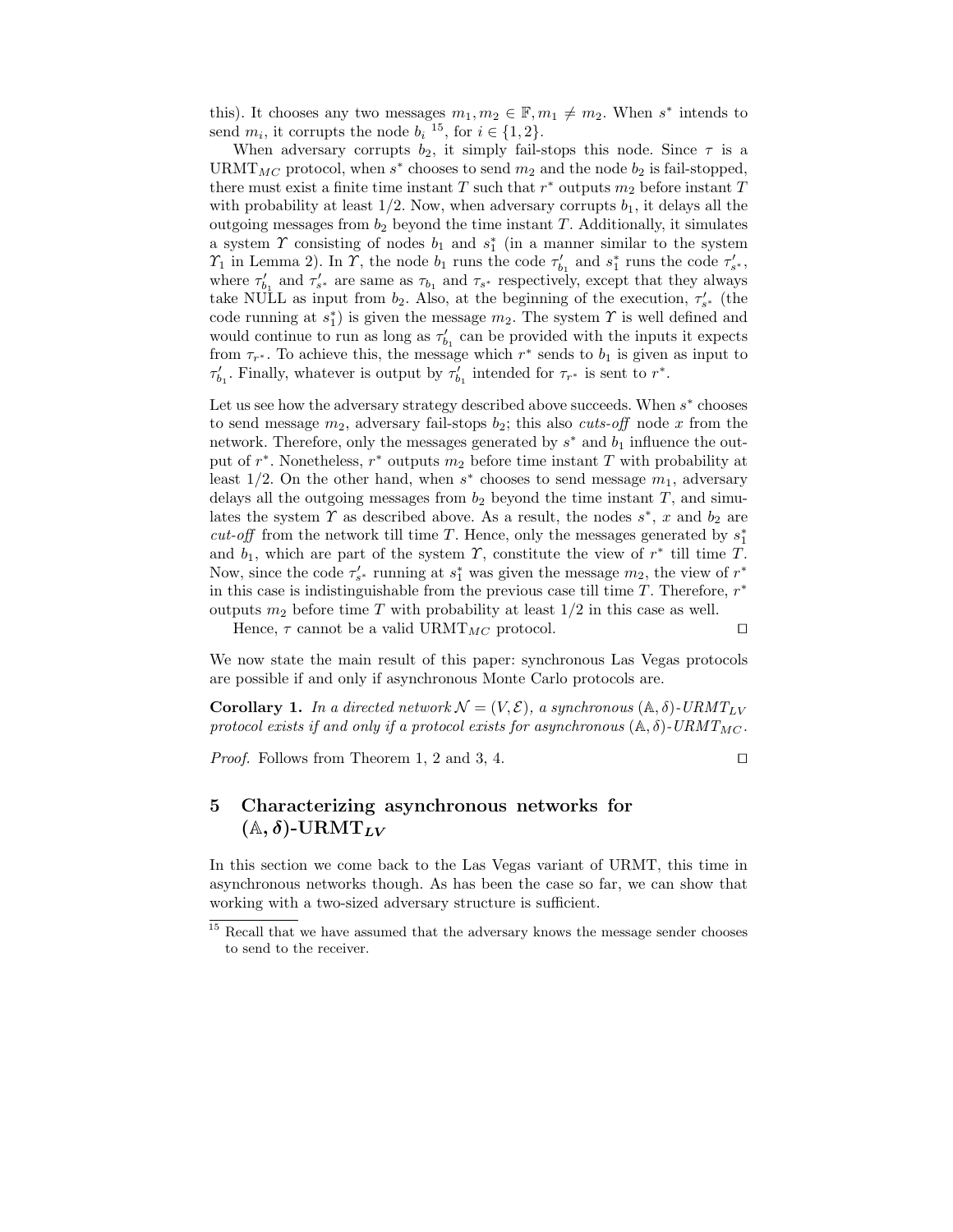this). It chooses any two messages $m_1, m_2 \in \mathbb{F}, m_1 \neq m_2$. When $s^*$ intends to send $m_i$, it corrupts the node $b_i$ [15], for $i \in \{1, 2\}$.

When adversary corrupts $b_2$, it simply fail-stops this node. Since $\tau$ is a URMT$_{MC}$ protocol, when $s^*$ chooses to send $m_2$ and the node $b_2$ is fail-stopped, there must exist a finite time instant $T$ such that $r^*$ outputs $m_2$ before instant $T$ with probability at least 1/2. Now, when adversary corrupts $b_1$, it delays all the outgoing messages from $b_2$ beyond the time instant $T$. Additionally, it simulates a system $\Upsilon$ consisting of nodes $b_1$ and $s_1^*$ (in a manner similar to the system $\Upsilon_1$ in Lemma 2). In $\Upsilon$, the node $b_1$ runs the code $\tau'_{b_1}$ and $s_1^*$ runs the code $\tau'_{s^*}$, where $\tau'_{b_1}$ and $\tau'_{s^*}$ are same as $\tau_{b_1}$ and $\tau_{s^*}$ respectively, except that they always take NULL as input from $b_2$. Also, at the beginning of the execution, $\tau'_{s^*}$ (the code running at $s_1^*$) is given the message $m_2$. The system $\Upsilon$ is well defined and would continue to run as long as $\tau'_{b_1}$ can be provided with the inputs it expects from $\tau_{r^*}$. To achieve this, the message which $r^*$ sends to $b_1$ is given as input to $\tau'_{b_1}$. Finally, whatever is output by $\tau'_{b_1}$ intended for $\tau_{r^*}$ is sent to $r^*$.

Let us see how the adversary strategy described above succeeds. When $s^*$ chooses to send message $m_2$, adversary fail-stops $b_2$; this also *cuts-off* node $x$ from the network. Therefore, only the messages generated by $s^*$ and $b_1$ influence the output of $r^*$. Nonetheless, $r^*$ outputs $m_2$ before time instant $T$ with probability at least 1/2. On the other hand, when $s^*$ chooses to send message $m_1$, adversary delays all the outgoing messages from $b_2$ beyond the time instant $T$, and simulates the system $\Upsilon$ as described above. As a result, the nodes $s^*$, $x$ and $b_2$ are *cut-off* from the network till time $T$. Hence, only the messages generated by $s_1^*$ and $b_1$, which are part of the system $\Upsilon$, constitute the view of $r^*$ till time $T$. Now, since the code $\tau'_{s^*}$ running at $s_1^*$ was given the message $m_2$, the view of $r^*$ in this case is indistinguishable from the previous case till time $T$. Therefore, $r^*$ outputs $m_2$ before time $T$ with probability at least 1/2 in this case as well.

Hence, $\tau$ cannot be a valid URMT$_{MC}$ protocol. □

We now state the main result of this paper: synchronous Las Vegas protocols are possible if and only if asynchronous Monte Carlo protocols are.

**Corollary 1.** *In a directed network $\mathcal{N} = (V, \mathcal{E})$, a synchronous $(\mathbb{A}, \delta)$-URMT$_{LV}$ protocol exists if and only if a protocol exists for asynchronous $(\mathbb{A}, \delta)$-URMT$_{MC}$.*

*Proof.* Follows from Theorem 1, 2 and 3, 4. □

## 5 Characterizing asynchronous networks for $(\mathbb{A}, \delta)$-URMT$_{LV}$

In this section we come back to the Las Vegas variant of URMT, this time in asynchronous networks though. As has been the case so far, we can show that working with a two-sized adversary structure is sufficient.

[15] Recall that we have assumed that the adversary knows the message sender chooses to send to the receiver.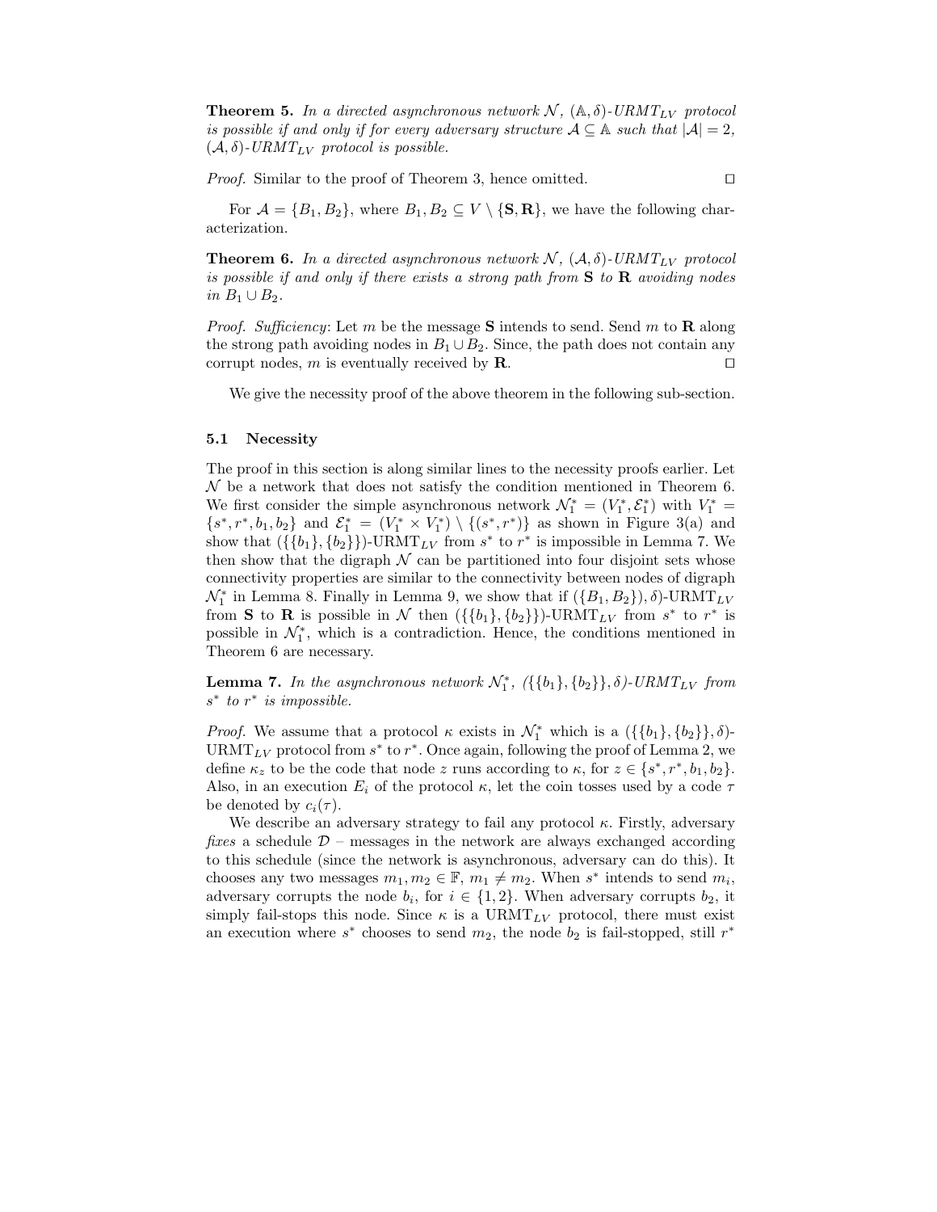**Theorem 5.** *In a directed asynchronous network $\mathcal{N}$, $(\mathbb{A}, \delta)$-URMT$_{LV}$ protocol is possible if and only if for every adversary structure $\mathcal{A} \subseteq \mathbb{A}$ such that $|\mathcal{A}| = 2$, $(\mathcal{A}, \delta)$-URMT$_{LV}$ protocol is possible.*

*Proof.* Similar to the proof of Theorem 3, hence omitted. ◻

For $\mathcal{A} = \{B_1, B_2\}$, where $B_1, B_2 \subseteq V \setminus \{\mathbf{S}, \mathbf{R}\}$, we have the following characterization.

**Theorem 6.** *In a directed asynchronous network $\mathcal{N}$, $(\mathcal{A}, \delta)$-URMT$_{LV}$ protocol is possible if and only if there exists a strong path from* $\mathbf{S}$ *to* $\mathbf{R}$ *avoiding nodes in $B_1 \cup B_2$.*

*Proof. Sufficiency*: Let $m$ be the message $\mathbf{S}$ intends to send. Send $m$ to $\mathbf{R}$ along the strong path avoiding nodes in $B_1 \cup B_2$. Since, the path does not contain any corrupt nodes, $m$ is eventually received by $\mathbf{R}$. ◻

We give the necessity proof of the above theorem in the following sub-section.

### 5.1 Necessity

The proof in this section is along similar lines to the necessity proofs earlier. Let $\mathcal{N}$ be a network that does not satisfy the condition mentioned in Theorem 6. We first consider the simple asynchronous network $\mathcal{N}_1^* = (V_1^*, \mathcal{E}_1^*)$ with $V_1^* = \{s^*, r^*, b_1, b_2\}$ and $\mathcal{E}_1^* = (V_1^* \times V_1^*) \setminus \{(s^*, r^*)\}$ as shown in Figure 3(a) and show that $(\{\{b_1\}, \{b_2\}\})$-URMT$_{LV}$ from $s^*$ to $r^*$ is impossible in Lemma 7. We then show that the digraph $\mathcal{N}$ can be partitioned into four disjoint sets whose connectivity properties are similar to the connectivity between nodes of digraph $\mathcal{N}_1^*$ in Lemma 8. Finally in Lemma 9, we show that if $(\{B_1, B_2\}), \delta)$-URMT$_{LV}$ from $\mathbf{S}$ to $\mathbf{R}$ is possible in $\mathcal{N}$ then $(\{\{b_1\}, \{b_2\}\})$-URMT$_{LV}$ from $s^*$ to $r^*$ is possible in $\mathcal{N}_1^*$, which is a contradiction. Hence, the conditions mentioned in Theorem 6 are necessary.

**Lemma 7.** *In the asynchronous network $\mathcal{N}_1^*$, $(\{\{b_1\}, \{b_2\}\}, \delta)$-URMT$_{LV}$ from $s^*$ to $r^*$ is impossible.*

*Proof.* We assume that a protocol $\kappa$ exists in $\mathcal{N}_1^*$ which is a $(\{\{b_1\}, \{b_2\}\}, \delta)$-URMT$_{LV}$ protocol from $s^*$ to $r^*$. Once again, following the proof of Lemma 2, we define $\kappa_z$ to be the code that node $z$ runs according to $\kappa$, for $z \in \{s^*, r^*, b_1, b_2\}$. Also, in an execution $E_i$ of the protocol $\kappa$, let the coin tosses used by a code $\tau$ be denoted by $c_i(\tau)$.

We describe an adversary strategy to fail any protocol $\kappa$. Firstly, adversary *fixes* a schedule $\mathcal{D}$ – messages in the network are always exchanged according to this schedule (since the network is asynchronous, adversary can do this). It chooses any two messages $m_1, m_2 \in \mathbb{F}$, $m_1 \neq m_2$. When $s^*$ intends to send $m_i$, adversary corrupts the node $b_i$, for $i \in \{1, 2\}$. When adversary corrupts $b_2$, it simply fail-stops this node. Since $\kappa$ is a URMT$_{LV}$ protocol, there must exist an execution where $s^*$ chooses to send $m_2$, the node $b_2$ is fail-stopped, still $r^*$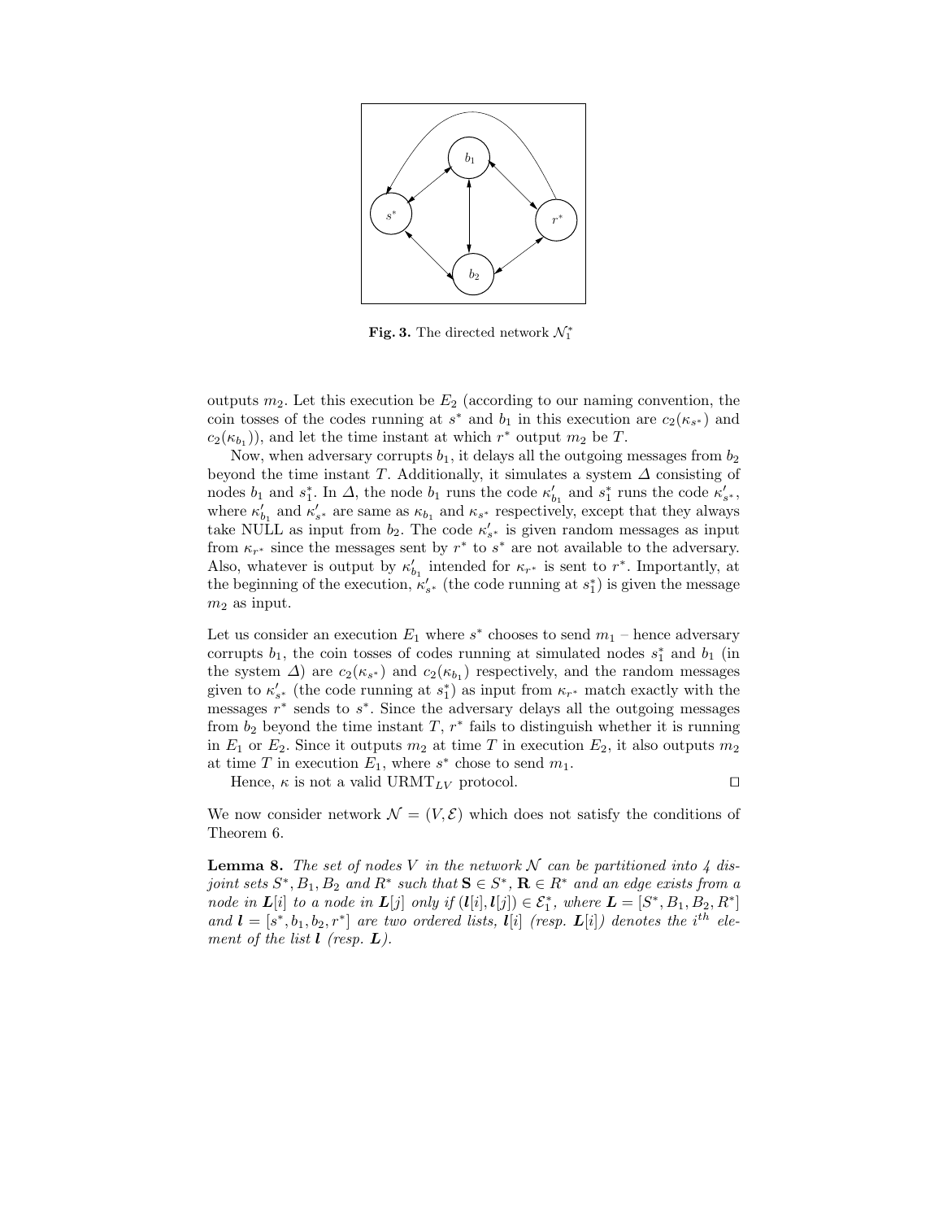**Fig. 3.** The directed network $\mathcal{N}_1^*$

outputs $m_2$. Let this execution be $E_2$ (according to our naming convention, the coin tosses of the codes running at $s^*$ and $b_1$ in this execution are $c_2(\kappa_{s^*})$ and $c_2(\kappa_{b_1})$), and let the time instant at which $r^*$ output $m_2$ be $T$.

Now, when adversary corrupts $b_1$, it delays all the outgoing messages from $b_2$ beyond the time instant $T$. Additionally, it simulates a system $\Delta$ consisting of nodes $b_1$ and $s_1^*$. In $\Delta$, the node $b_1$ runs the code $\kappa'_{b_1}$ and $s_1^*$ runs the code $\kappa'_{s^*}$, where $\kappa'_{b_1}$ and $\kappa'_{s^*}$ are same as $\kappa_{b_1}$ and $\kappa_{s^*}$ respectively, except that they always take NULL as input from $b_2$. The code $\kappa'_{s^*}$ is given random messages as input from $\kappa_{r^*}$ since the messages sent by $r^*$ to $s^*$ are not available to the adversary. Also, whatever is output by $\kappa'_{b_1}$ intended for $\kappa_{r^*}$ is sent to $r^*$. Importantly, at the beginning of the execution, $\kappa'_{s^*}$ (the code running at $s_1^*$) is given the message $m_2$ as input.

Let us consider an execution $E_1$ where $s^*$ chooses to send $m_1$ – hence adversary corrupts $b_1$, the coin tosses of codes running at simulated nodes $s_1^*$ and $b_1$ (in the system $\Delta$) are $c_2(\kappa_{s^*})$ and $c_2(\kappa_{b_1})$ respectively, and the random messages given to $\kappa'_{s^*}$ (the code running at $s_1^*$) as input from $\kappa_{r^*}$ match exactly with the messages $r^*$ sends to $s^*$. Since the adversary delays all the outgoing messages from $b_2$ beyond the time instant $T$, $r^*$ fails to distinguish whether it is running in $E_1$ or $E_2$. Since it outputs $m_2$ at time $T$ in execution $E_2$, it also outputs $m_2$ at time $T$ in execution $E_1$, where $s^*$ chose to send $m_1$.

Hence, $\kappa$ is not a valid URMT$_{LV}$ protocol. $\square$

We now consider network $\mathcal{N} = (V, \mathcal{E})$ which does not satisfy the conditions of Theorem 6.

**Lemma 8.** *The set of nodes $V$ in the network $\mathcal{N}$ can be partitioned into 4 disjoint sets $S^*, B_1, B_2$ and $R^*$ such that $\mathbf{S} \in S^*$, $\mathbf{R} \in R^*$ and an edge exists from a node in $\boldsymbol{L}[i]$ to a node in $\boldsymbol{L}[j]$ only if $(\boldsymbol{l}[i], \boldsymbol{l}[j]) \in \mathcal{E}_1^*$, where $\boldsymbol{L} = [S^*, B_1, B_2, R^*]$ and $\boldsymbol{l} = [s^*, b_1, b_2, r^*]$ are two ordered lists, $\boldsymbol{l}[i]$ (resp. $\boldsymbol{L}[i]$) denotes the $i^{th}$ element of the list $\boldsymbol{l}$ (resp. $\boldsymbol{L}$).*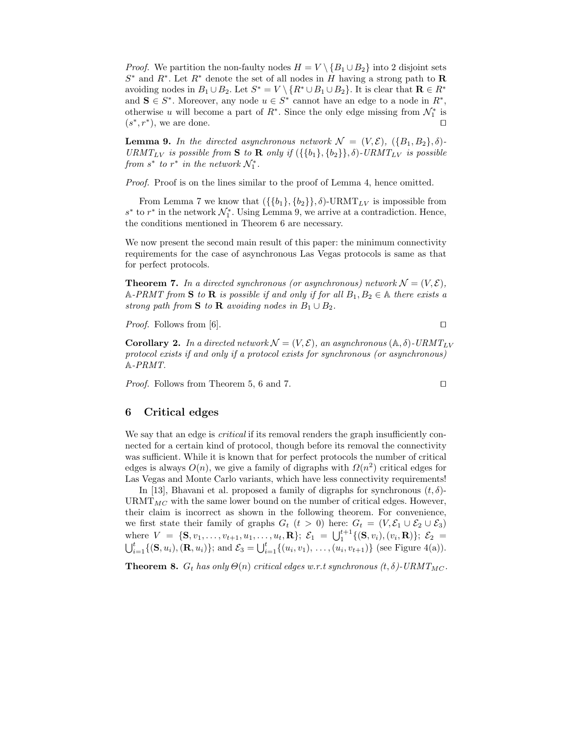*Proof.* We partition the non-faulty nodes $H = V \setminus \{B_1 \cup B_2\}$ into 2 disjoint sets $S^*$ and $R^*$. Let $R^*$ denote the set of all nodes in $H$ having a strong path to $\mathbf{R}$ avoiding nodes in $B_1 \cup B_2$. Let $S^* = V \setminus \{R^* \cup B_1 \cup B_2\}$. It is clear that $\mathbf{R} \in R^*$ and $\mathbf{S} \in S^*$. Moreover, any node $u \in S^*$ cannot have an edge to a node in $R^*$, otherwise $u$ will become a part of $R^*$. Since the only edge missing from $\mathcal{N}_1^*$ is $(s^*, r^*)$, we are done. ◻

**Lemma 9.** *In the directed asynchronous network $\mathcal{N} = (V, \mathcal{E})$, $(\{B_1, B_2\}, \delta)$-URMT$_{LV}$ is possible from* $\mathbf{S}$ *to* $\mathbf{R}$ *only if $(\{\{b_1\}, \{b_2\}\}, \delta)$-URMT$_{LV}$ is possible from $s^*$ to $r^*$ in the network $\mathcal{N}_1^*$.*

*Proof.* Proof is on the lines similar to the proof of Lemma 4, hence omitted.

From Lemma 7 we know that $(\{\{b_1\}, \{b_2\}\}, \delta)$-URMT$_{LV}$ is impossible from $s^*$ to $r^*$ in the network $\mathcal{N}_1^*$. Using Lemma 9, we arrive at a contradiction. Hence, the conditions mentioned in Theorem 6 are necessary.

We now present the second main result of this paper: the minimum connectivity requirements for the case of asynchronous Las Vegas protocols is same as that for perfect protocols.

**Theorem 7.** *In a directed synchronous (or asynchronous) network $\mathcal{N} = (V, \mathcal{E})$, $\mathbb{A}$-PRMT from* $\mathbf{S}$ *to* $\mathbf{R}$ *is possible if and only if for all $B_1, B_2 \in \mathbb{A}$ there exists a strong path from* $\mathbf{S}$ *to* $\mathbf{R}$ *avoiding nodes in $B_1 \cup B_2$.*

*Proof.* Follows from [6]. ◻

**Corollary 2.** *In a directed network $\mathcal{N} = (V, \mathcal{E})$, an asynchronous $(\mathbb{A}, \delta)$-URMT$_{LV}$ protocol exists if and only if a protocol exists for synchronous (or asynchronous) $\mathbb{A}$-PRMT.*

*Proof.* Follows from Theorem 5, 6 and 7. ◻

## 6 Critical edges

We say that an edge is *critical* if its removal renders the graph insufficiently connected for a certain kind of protocol, though before its removal the connectivity was sufficient. While it is known that for perfect protocols the number of critical edges is always $O(n)$, we give a family of digraphs with $\Omega(n^2)$ critical edges for Las Vegas and Monte Carlo variants, which have less connectivity requirements!

In [13], Bhavani et al. proposed a family of digraphs for synchronous $(t, \delta)$-URMT$_{MC}$ with the same lower bound on the number of critical edges. However, their claim is incorrect as shown in the following theorem. For convenience, we first state their family of graphs $G_t$ $(t > 0)$ here: $G_t = (V, \mathcal{E}_1 \cup \mathcal{E}_2 \cup \mathcal{E}_3)$ where $V = \{\mathbf{S}, v_1, \ldots, v_{t+1}, u_1, \ldots, u_t, \mathbf{R}\}$; $\mathcal{E}_1 = \bigcup_1^{t+1}\{(\mathbf{S}, v_i), (v_i, \mathbf{R})\}$; $\mathcal{E}_2 = \bigcup_{i=1}^{t}\{(\mathbf{S}, u_i), (\mathbf{R}, u_i)\}$; and $\mathcal{E}_3 = \bigcup_{i=1}^{t}\{(u_i, v_1), \ldots, (u_i, v_{t+1})\}$ (see Figure 4(a)).

**Theorem 8.** *$G_t$ has only $\Theta(n)$ critical edges w.r.t synchronous $(t, \delta)$-URMT$_{MC}$.*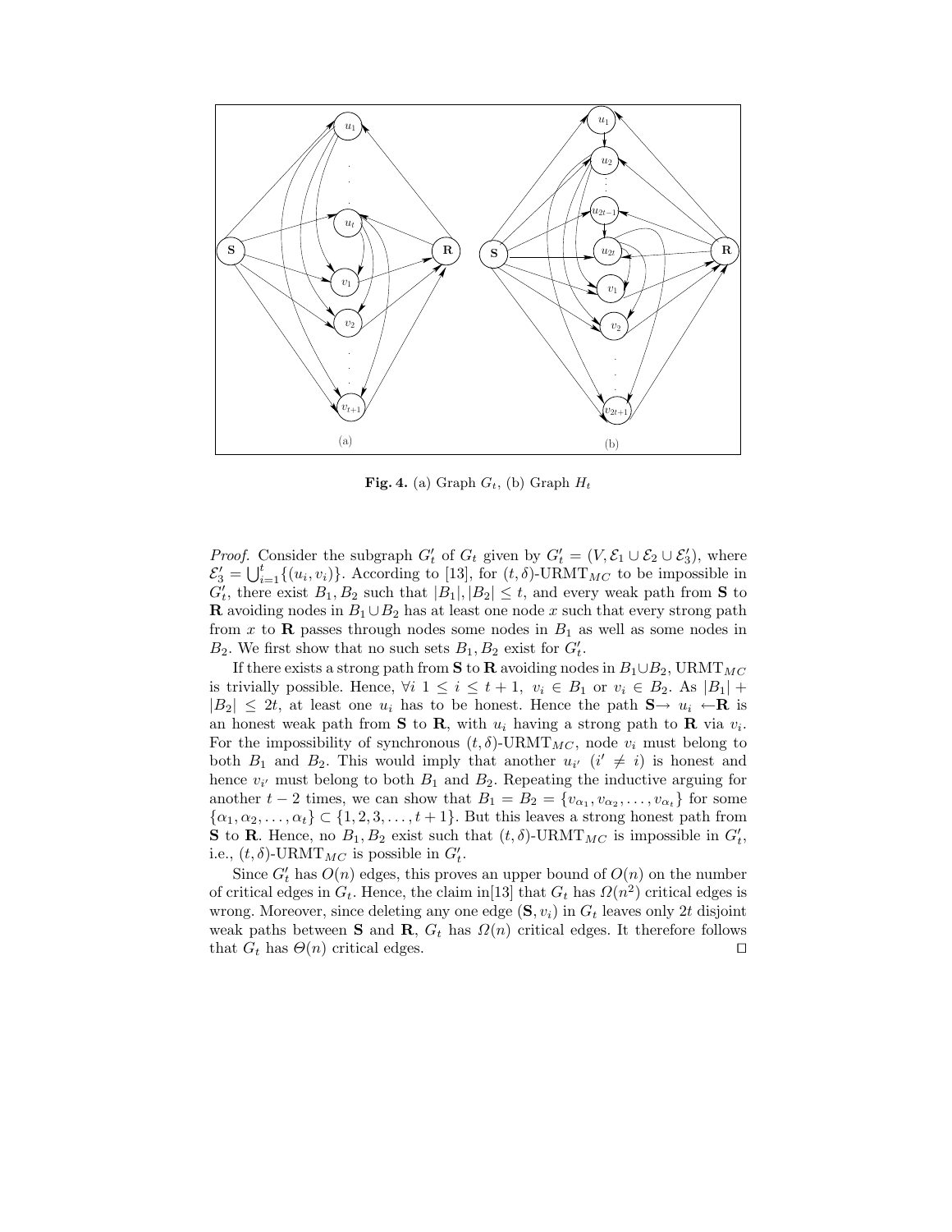**Fig. 4.** (a) Graph $G_t$, (b) Graph $H_t$

*Proof.* Consider the subgraph $G'_t$ of $G_t$ given by $G'_t = (V, \mathcal{E}_1 \cup \mathcal{E}_2 \cup \mathcal{E}'_3)$, where $\mathcal{E}'_3 = \bigcup_{i=1}^{t}\{(u_i, v_i)\}$. According to [13], for $(t,\delta)$-URMT$_{MC}$ to be impossible in $G'_t$, there exist $B_1, B_2$ such that $|B_1|, |B_2| \leq t$, and every weak path from **S** to **R** avoiding nodes in $B_1 \cup B_2$ has at least one node $x$ such that every strong path from $x$ to **R** passes through nodes some nodes in $B_1$ as well as some nodes in $B_2$. We first show that no such sets $B_1, B_2$ exist for $G'_t$.

If there exists a strong path from **S** to **R** avoiding nodes in $B_1 \cup B_2$, URMT$_{MC}$ is trivially possible. Hence, $\forall i \ 1 \leq i \leq t+1, \ v_i \in B_1$ or $v_i \in B_2$. As $|B_1| + |B_2| \leq 2t$, at least one $u_i$ has to be honest. Hence the path **S**$\rightarrow u_i \leftarrow$**R** is an honest weak path from **S** to **R**, with $u_i$ having a strong path to **R** via $v_i$. For the impossibility of synchronous $(t,\delta)$-URMT$_{MC}$, node $v_i$ must belong to both $B_1$ and $B_2$. This would imply that another $u_{i'}$ $(i' \neq i)$ is honest and hence $v_{i'}$ must belong to both $B_1$ and $B_2$. Repeating the inductive arguing for another $t-2$ times, we can show that $B_1 = B_2 = \{v_{\alpha_1}, v_{\alpha_2}, \ldots, v_{\alpha_t}\}$ for some $\{\alpha_1, \alpha_2, \ldots, \alpha_t\} \subset \{1, 2, 3, \ldots, t+1\}$. But this leaves a strong honest path from **S** to **R**. Hence, no $B_1, B_2$ exist such that $(t,\delta)$-URMT$_{MC}$ is impossible in $G'_t$, i.e., $(t,\delta)$-URMT$_{MC}$ is possible in $G'_t$.

Since $G'_t$ has $O(n)$ edges, this proves an upper bound of $O(n)$ on the number of critical edges in $G_t$. Hence, the claim in[13] that $G_t$ has $\Omega(n^2)$ critical edges is wrong. Moreover, since deleting any one edge $(\mathbf{S}, v_i)$ in $G_t$ leaves only $2t$ disjoint weak paths between **S** and **R**, $G_t$ has $\Omega(n)$ critical edges. It therefore follows that $G_t$ has $\Theta(n)$ critical edges. $\square$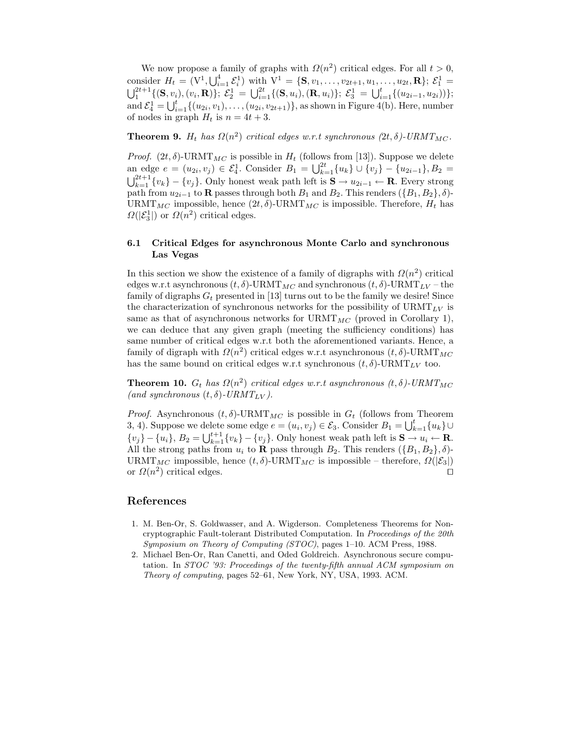We now propose a family of graphs with $\Omega(n^2)$ critical edges. For all $t > 0$, consider $H_t = (\mathrm{V}^1, \bigcup_{i=1}^{4} \mathcal{E}_i^1)$ with $\mathrm{V}^1 = \{\mathbf{S}, v_1, \ldots, v_{2t+1}, u_1, \ldots, u_{2t}, \mathbf{R}\}$; $\mathcal{E}_1^1 = \bigcup_1^{2t+1}\{(\mathbf{S}, v_i), (v_i, \mathbf{R})\}$; $\mathcal{E}_2^1 = \bigcup_{i=1}^{2t}\{(\mathbf{S}, u_i), (\mathbf{R}, u_i)\}$; $\mathcal{E}_3^1 = \bigcup_{i=1}^{t}\{(u_{2i-1}, u_{2i})\}$; and $\mathcal{E}_4^1 = \bigcup_{i=1}^{t}\{(u_{2i}, v_1), \ldots, (u_{2i}, v_{2t+1})\}$, as shown in Figure 4(b). Here, number of nodes in graph $H_t$ is $n = 4t + 3$.

**Theorem 9.** *$H_t$ has $\Omega(n^2)$ critical edges w.r.t synchronous $(2t, \delta)$-URMT$_{MC}$.*

*Proof.* $(2t, \delta)$-URMT$_{MC}$ is possible in $H_t$ (follows from [13]). Suppose we delete an edge $e = (u_{2i}, v_j) \in \mathcal{E}_4^1$. Consider $B_1 = \bigcup_{k=1}^{2t}\{u_k\} \cup \{v_j\} - \{u_{2i-1}\}$, $B_2 = \bigcup_{k=1}^{2t+1}\{v_k\} - \{v_j\}$. Only honest weak path left is $\mathbf{S} \rightarrow u_{2i-1} \leftarrow \mathbf{R}$. Every strong path from $u_{2i-1}$ to $\mathbf{R}$ passes through both $B_1$ and $B_2$. This renders $(\{B_1, B_2\}, \delta)$-URMT$_{MC}$ impossible, hence $(2t, \delta)$-URMT$_{MC}$ is impossible. Therefore, $H_t$ has $\Omega(|\mathcal{E}_3^1|)$ or $\Omega(n^2)$ critical edges.

### 6.1 Critical Edges for asynchronous Monte Carlo and synchronous Las Vegas

In this section we show the existence of a family of digraphs with $\Omega(n^2)$ critical edges w.r.t asynchronous $(t, \delta)$-URMT$_{MC}$ and synchronous $(t, \delta)$-URMT$_{LV}$ – the family of digraphs $G_t$ presented in [13] turns out to be the family we desire! Since the characterization of synchronous networks for the possibility of URMT$_{LV}$ is same as that of asynchronous networks for URMT$_{MC}$ (proved in Corollary 1), we can deduce that any given graph (meeting the sufficiency conditions) has same number of critical edges w.r.t both the aforementioned variants. Hence, a family of digraph with $\Omega(n^2)$ critical edges w.r.t asynchronous $(t, \delta)$-URMT$_{MC}$ has the same bound on critical edges w.r.t synchronous $(t, \delta)$-URMT$_{LV}$ too.

**Theorem 10.** *$G_t$ has $\Omega(n^2)$ critical edges w.r.t asynchronous $(t, \delta)$-URMT$_{MC}$ (and synchronous $(t, \delta)$-URMT$_{LV}$).*

*Proof.* Asynchronous $(t, \delta)$-URMT$_{MC}$ is possible in $G_t$ (follows from Theorem 3, 4). Suppose we delete some edge $e = (u_i, v_j) \in \mathcal{E}_3$. Consider $B_1 = \bigcup_{k=1}^{t}\{u_k\} \cup \{v_j\} - \{u_i\}$, $B_2 = \bigcup_{k=1}^{t+1}\{v_k\} - \{v_j\}$. Only honest weak path left is $\mathbf{S} \rightarrow u_i \leftarrow \mathbf{R}$. All the strong paths from $u_i$ to $\mathbf{R}$ pass through $B_2$. This renders $(\{B_1, B_2\}, \delta)$-URMT$_{MC}$ impossible, hence $(t, \delta)$-URMT$_{MC}$ is impossible – therefore, $\Omega(|\mathcal{E}_3|)$ or $\Omega(n^2)$ critical edges. ◻

## References

1. M. Ben-Or, S. Goldwasser, and A. Wigderson. Completeness Theorems for Non-cryptographic Fault-tolerant Distributed Computation. In *Proceedings of the 20th Symposium on Theory of Computing (STOC)*, pages 1–10. ACM Press, 1988.
2. Michael Ben-Or, Ran Canetti, and Oded Goldreich. Asynchronous secure computation. In *STOC '93: Proceedings of the twenty-fifth annual ACM symposium on Theory of computing*, pages 52–61, New York, NY, USA, 1993. ACM.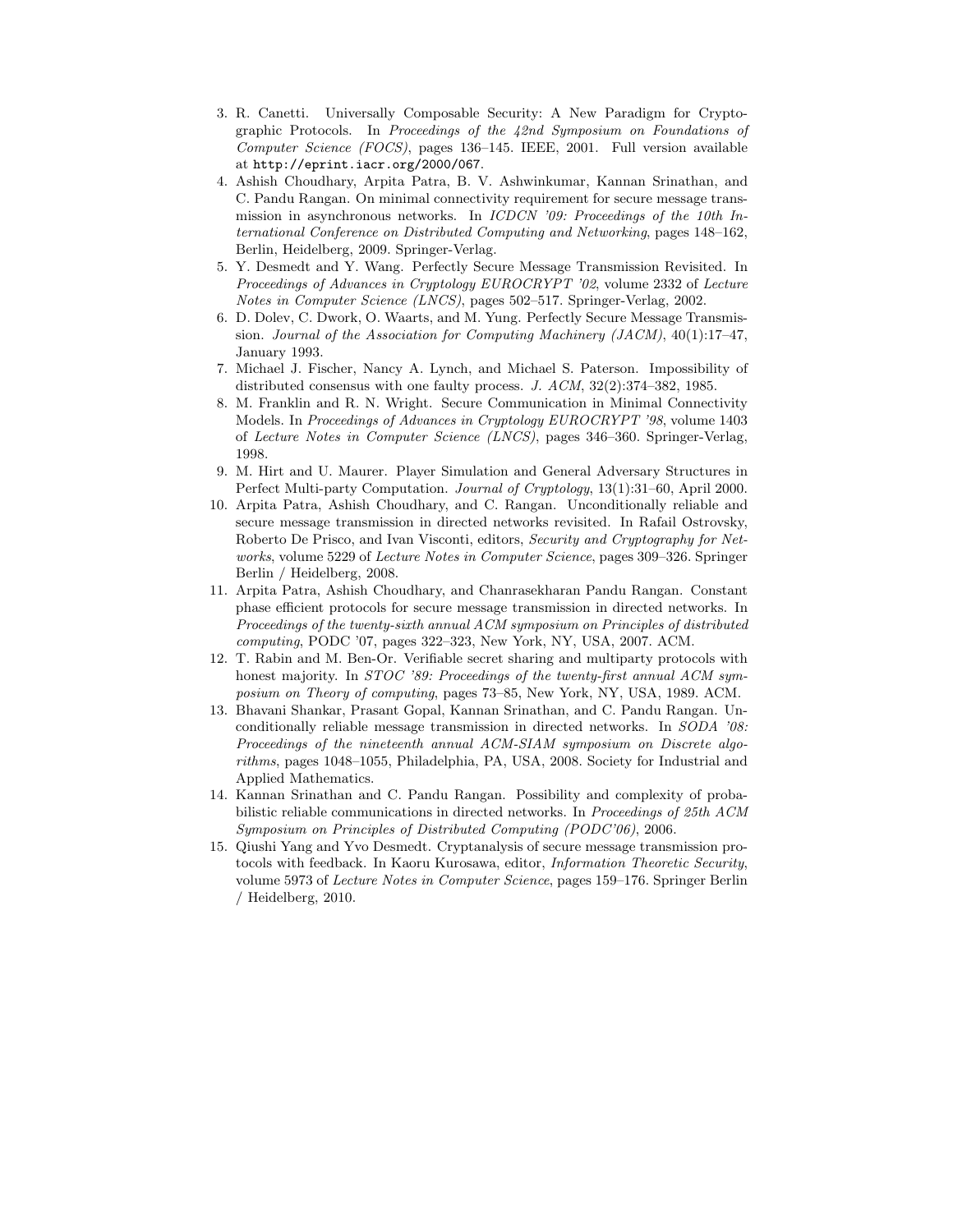3. R. Canetti. Universally Composable Security: A New Paradigm for Cryptographic Protocols. In *Proceedings of the 42nd Symposium on Foundations of Computer Science (FOCS)*, pages 136–145. IEEE, 2001. Full version available at `http://eprint.iacr.org/2000/067`.
4. Ashish Choudhary, Arpita Patra, B. V. Ashwinkumar, Kannan Srinathan, and C. Pandu Rangan. On minimal connectivity requirement for secure message transmission in asynchronous networks. In *ICDCN '09: Proceedings of the 10th International Conference on Distributed Computing and Networking*, pages 148–162, Berlin, Heidelberg, 2009. Springer-Verlag.
5. Y. Desmedt and Y. Wang. Perfectly Secure Message Transmission Revisited. In *Proceedings of Advances in Cryptology EUROCRYPT '02*, volume 2332 of *Lecture Notes in Computer Science (LNCS)*, pages 502–517. Springer-Verlag, 2002.
6. D. Dolev, C. Dwork, O. Waarts, and M. Yung. Perfectly Secure Message Transmission. *Journal of the Association for Computing Machinery (JACM)*, 40(1):17–47, January 1993.
7. Michael J. Fischer, Nancy A. Lynch, and Michael S. Paterson. Impossibility of distributed consensus with one faulty process. *J. ACM*, 32(2):374–382, 1985.
8. M. Franklin and R. N. Wright. Secure Communication in Minimal Connectivity Models. In *Proceedings of Advances in Cryptology EUROCRYPT '98*, volume 1403 of *Lecture Notes in Computer Science (LNCS)*, pages 346–360. Springer-Verlag, 1998.
9. M. Hirt and U. Maurer. Player Simulation and General Adversary Structures in Perfect Multi-party Computation. *Journal of Cryptology*, 13(1):31–60, April 2000.
10. Arpita Patra, Ashish Choudhary, and C. Rangan. Unconditionally reliable and secure message transmission in directed networks revisited. In Rafail Ostrovsky, Roberto De Prisco, and Ivan Visconti, editors, *Security and Cryptography for Networks*, volume 5229 of *Lecture Notes in Computer Science*, pages 309–326. Springer Berlin / Heidelberg, 2008.
11. Arpita Patra, Ashish Choudhary, and Chanrasekharan Pandu Rangan. Constant phase efficient protocols for secure message transmission in directed networks. In *Proceedings of the twenty-sixth annual ACM symposium on Principles of distributed computing*, PODC '07, pages 322–323, New York, NY, USA, 2007. ACM.
12. T. Rabin and M. Ben-Or. Verifiable secret sharing and multiparty protocols with honest majority. In *STOC '89: Proceedings of the twenty-first annual ACM symposium on Theory of computing*, pages 73–85, New York, NY, USA, 1989. ACM.
13. Bhavani Shankar, Prasant Gopal, Kannan Srinathan, and C. Pandu Rangan. Unconditionally reliable message transmission in directed networks. In *SODA '08: Proceedings of the nineteenth annual ACM-SIAM symposium on Discrete algorithms*, pages 1048–1055, Philadelphia, PA, USA, 2008. Society for Industrial and Applied Mathematics.
14. Kannan Srinathan and C. Pandu Rangan. Possibility and complexity of probabilistic reliable communications in directed networks. In *Proceedings of 25th ACM Symposium on Principles of Distributed Computing (PODC'06)*, 2006.
15. Qiushi Yang and Yvo Desmedt. Cryptanalysis of secure message transmission protocols with feedback. In Kaoru Kurosawa, editor, *Information Theoretic Security*, volume 5973 of *Lecture Notes in Computer Science*, pages 159–176. Springer Berlin / Heidelberg, 2010.